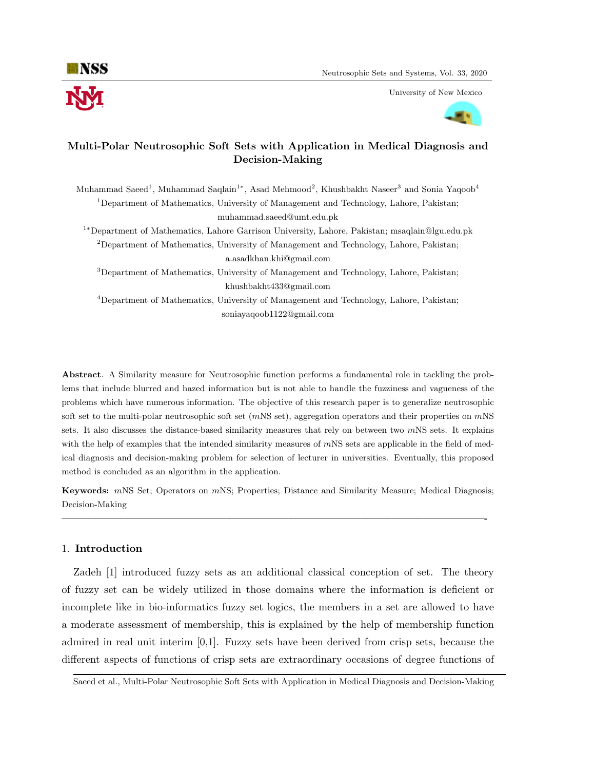# Multi-Polar Neutrosophic Soft Sets with Application in Medical Diagnosis and Decision-Making

Muhammad Saeed[1], Muhammad Saqlain[1*], Asad Mehmood[2], Khushbakht Naseer[3] and Sonia Yaqoob[4]

[1]Department of Mathematics, University of Management and Technology, Lahore, Pakistan; muhammad.saeed@umt.edu.pk

[1*]Department of Mathematics, Lahore Garrison University, Lahore, Pakistan; msaqlain@lgu.edu.pk

[2]Department of Mathematics, University of Management and Technology, Lahore, Pakistan; a.asadkhan.khi@gmail.com

[3]Department of Mathematics, University of Management and Technology, Lahore, Pakistan; khushbakht433@gmail.com

[4]Department of Mathematics, University of Management and Technology, Lahore, Pakistan; soniayaqoob1122@gmail.com

**Abstract**. A Similarity measure for Neutrosophic function performs a fundamental role in tackling the problems that include blurred and hazed information but is not able to handle the fuzziness and vagueness of the problems which have numerous information. The objective of this research paper is to generalize neutrosophic soft set to the multi-polar neutrosophic soft set ($m$NS set), aggregation operators and their properties on $m$NS sets. It also discusses the distance-based similarity measures that rely on between two $m$NS sets. It explains with the help of examples that the intended similarity measures of $m$NS sets are applicable in the field of medical diagnosis and decision-making problem for selection of lecturer in universities. Eventually, this proposed method is concluded as an algorithm in the application.

**Keywords:** $m$NS Set; Operators on $m$NS; Properties; Distance and Similarity Measure; Medical Diagnosis; Decision-Making

---

## 1. Introduction

Zadeh [1] introduced fuzzy sets as an additional classical conception of set. The theory of fuzzy set can be widely utilized in those domains where the information is deficient or incomplete like in bio-informatics fuzzy set logics, the members in a set are allowed to have a moderate assessment of membership, this is explained by the help of membership function admired in real unit interim [0,1]. Fuzzy sets have been derived from crisp sets, because the different aspects of functions of crisp sets are extraordinary occasions of degree functions of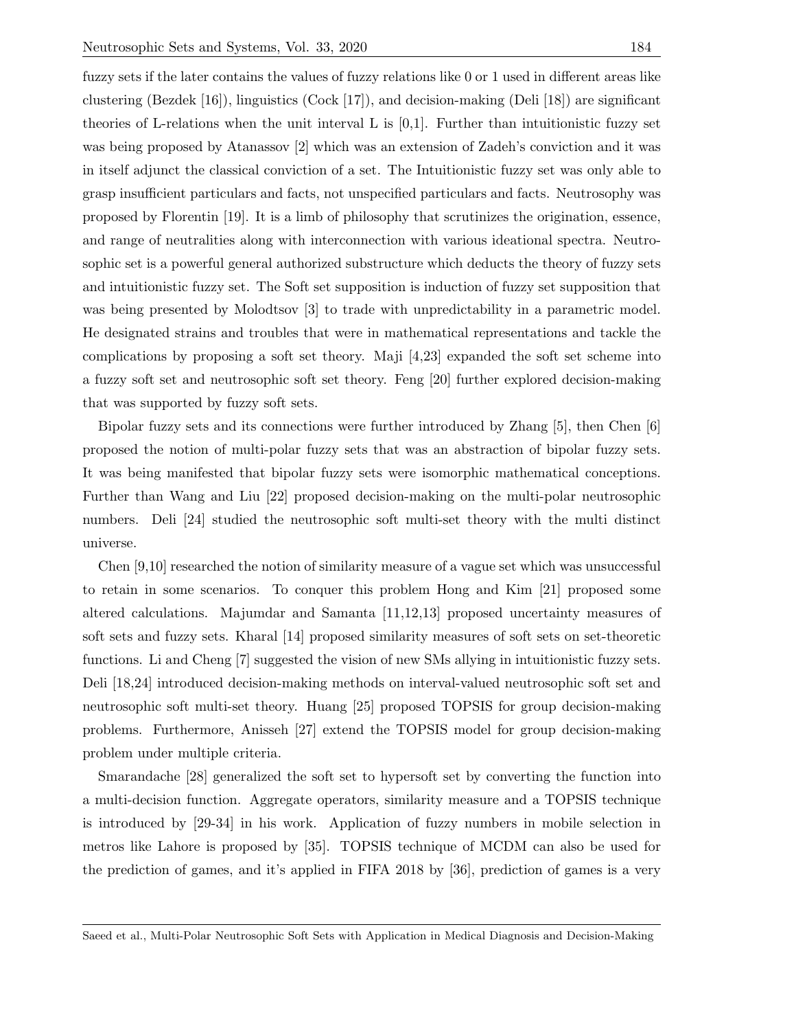fuzzy sets if the later contains the values of fuzzy relations like 0 or 1 used in different areas like clustering (Bezdek [16]), linguistics (Cock [17]), and decision-making (Deli [18]) are significant theories of L-relations when the unit interval L is [0,1]. Further than intuitionistic fuzzy set was being proposed by Atanassov [2] which was an extension of Zadeh's conviction and it was in itself adjunct the classical conviction of a set. The Intuitionistic fuzzy set was only able to grasp insufficient particulars and facts, not unspecified particulars and facts. Neutrosophy was proposed by Florentin [19]. It is a limb of philosophy that scrutinizes the origination, essence, and range of neutralities along with interconnection with various ideational spectra. Neutrosophic set is a powerful general authorized substructure which deducts the theory of fuzzy sets and intuitionistic fuzzy set. The Soft set supposition is induction of fuzzy set supposition that was being presented by Molodtsov [3] to trade with unpredictability in a parametric model. He designated strains and troubles that were in mathematical representations and tackle the complications by proposing a soft set theory. Maji [4,23] expanded the soft set scheme into a fuzzy soft set and neutrosophic soft set theory. Feng [20] further explored decision-making that was supported by fuzzy soft sets.

Bipolar fuzzy sets and its connections were further introduced by Zhang [5], then Chen [6] proposed the notion of multi-polar fuzzy sets that was an abstraction of bipolar fuzzy sets. It was being manifested that bipolar fuzzy sets were isomorphic mathematical conceptions. Further than Wang and Liu [22] proposed decision-making on the multi-polar neutrosophic numbers. Deli [24] studied the neutrosophic soft multi-set theory with the multi distinct universe.

Chen [9,10] researched the notion of similarity measure of a vague set which was unsuccessful to retain in some scenarios. To conquer this problem Hong and Kim [21] proposed some altered calculations. Majumdar and Samanta [11,12,13] proposed uncertainty measures of soft sets and fuzzy sets. Kharal [14] proposed similarity measures of soft sets on set-theoretic functions. Li and Cheng [7] suggested the vision of new SMs allying in intuitionistic fuzzy sets. Deli [18,24] introduced decision-making methods on interval-valued neutrosophic soft set and neutrosophic soft multi-set theory. Huang [25] proposed TOPSIS for group decision-making problems. Furthermore, Anisseh [27] extend the TOPSIS model for group decision-making problem under multiple criteria.

Smarandache [28] generalized the soft set to hypersoft set by converting the function into a multi-decision function. Aggregate operators, similarity measure and a TOPSIS technique is introduced by [29-34] in his work. Application of fuzzy numbers in mobile selection in metros like Lahore is proposed by [35]. TOPSIS technique of MCDM can also be used for the prediction of games, and it's applied in FIFA 2018 by [36], prediction of games is a very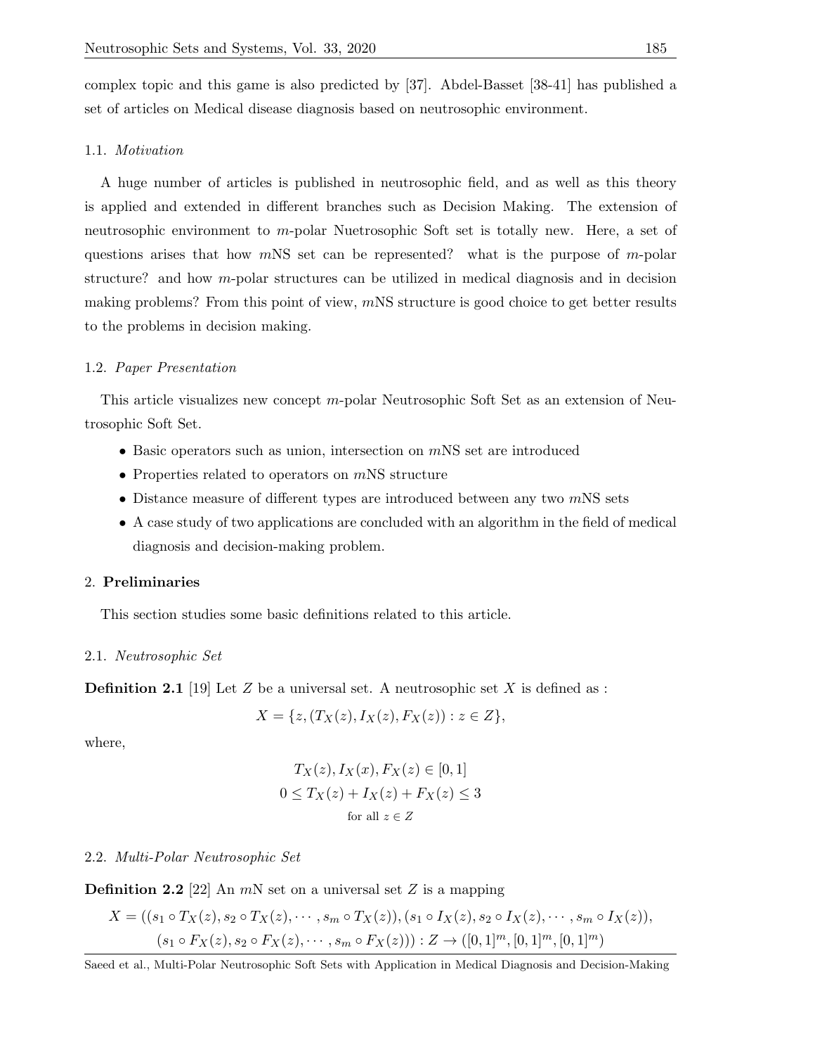complex topic and this game is also predicted by [37]. Abdel-Basset [38-41] has published a set of articles on Medical disease diagnosis based on neutrosophic environment.

### 1.1. *Motivation*

A huge number of articles is published in neutrosophic field, and as well as this theory is applied and extended in different branches such as Decision Making. The extension of neutrosophic environment to $m$-polar Nuetrosophic Soft set is totally new. Here, a set of questions arises that how $m$NS set can be represented? what is the purpose of $m$-polar structure? and how $m$-polar structures can be utilized in medical diagnosis and in decision making problems? From this point of view, $m$NS structure is good choice to get better results to the problems in decision making.

### 1.2. *Paper Presentation*

This article visualizes new concept $m$-polar Neutrosophic Soft Set as an extension of Neutrosophic Soft Set.

- Basic operators such as union, intersection on $m$NS set are introduced
- Properties related to operators on $m$NS structure
- Distance measure of different types are introduced between any two $m$NS sets
- A case study of two applications are concluded with an algorithm in the field of medical diagnosis and decision-making problem.

## 2. **Preliminaries**

This section studies some basic definitions related to this article.

### 2.1. *Neutrosophic Set*

**Definition 2.1** [19] Let $Z$ be a universal set. A neutrosophic set $X$ is defined as :

$$X = \{z, (T_X(z), I_X(z), F_X(z)) : z \in Z\},$$

where,

$$T_X(z), I_X(x), F_X(z) \in [0,1]$$
$$0 \leq T_X(z) + I_X(z) + F_X(z) \leq 3$$
$$\text{for all } z \in Z$$

### 2.2. *Multi-Polar Neutrosophic Set*

**Definition 2.2** [22] An $m$N set on a universal set $Z$ is a mapping

$$X = ((s_1 \circ T_X(z), s_2 \circ T_X(z), \cdots, s_m \circ T_X(z)), (s_1 \circ I_X(z), s_2 \circ I_X(z), \cdots, s_m \circ I_X(z)),$$
$$(s_1 \circ F_X(z), s_2 \circ F_X(z), \cdots, s_m \circ F_X(z))) : Z \to ([0,1]^m, [0,1]^m, [0,1]^m)$$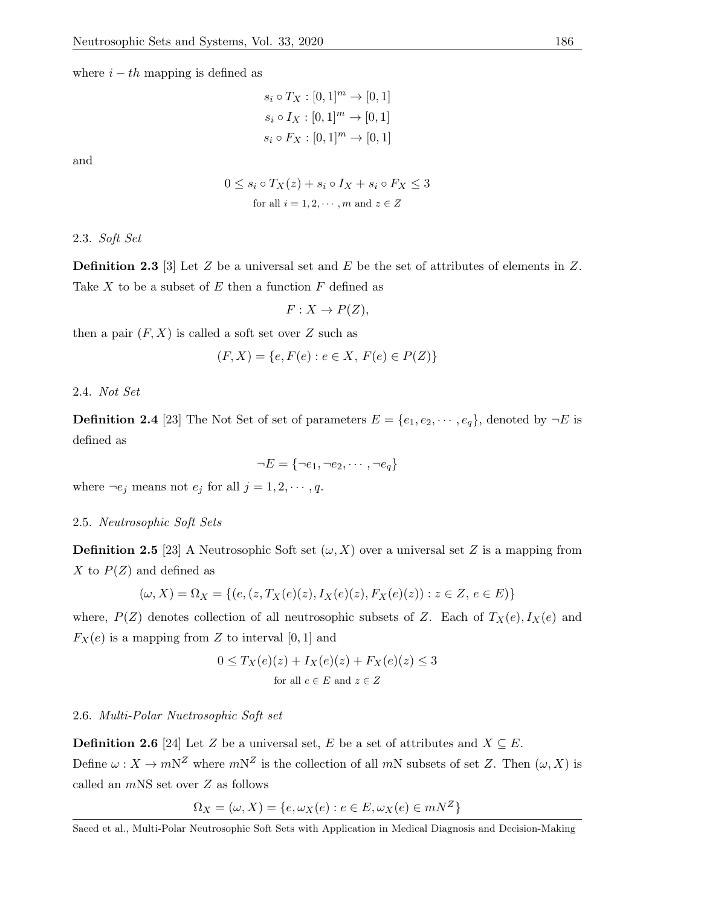where $i-th$ mapping is defined as

$$s_i \circ T_X : [0,1]^m \to [0,1]$$
$$s_i \circ I_X : [0,1]^m \to [0,1]$$
$$s_i \circ F_X : [0,1]^m \to [0,1]$$

and

$$0 \leq s_i \circ T_X(z) + s_i \circ I_X + s_i \circ F_X \leq 3$$
$$\text{for all } i = 1, 2, \cdots, m \text{ and } z \in Z$$

### 2.3. *Soft Set*

**Definition 2.3** [3] Let $Z$ be a universal set and $E$ be the set of attributes of elements in $Z$. Take $X$ to be a subset of $E$ then a function $F$ defined as

$$F : X \to P(Z),$$

then a pair $(F, X)$ is called a soft set over $Z$ such as

$$(F, X) = \{e, F(e) : e \in X,\ F(e) \in P(Z)\}$$

### 2.4. *Not Set*

**Definition 2.4** [23] The Not Set of set of parameters $E = \{e_1, e_2, \cdots, e_q\}$, denoted by $\neg E$ is defined as

$$\neg E = \{\neg e_1, \neg e_2, \cdots, \neg e_q\}$$

where $\neg e_j$ means not $e_j$ for all $j = 1, 2, \cdots, q$.

### 2.5. *Neutrosophic Soft Sets*

**Definition 2.5** [23] A Neutrosophic Soft set $(\omega, X)$ over a universal set $Z$ is a mapping from $X$ to $P(Z)$ and defined as

$$(\omega, X) = \Omega_X = \{(e, (z, T_X(e)(z), I_X(e)(z), F_X(e)(z)) : z \in Z,\ e \in E)\}$$

where, $P(Z)$ denotes collection of all neutrosophic subsets of $Z$. Each of $T_X(e), I_X(e)$ and $F_X(e)$ is a mapping from $Z$ to interval $[0,1]$ and

$$0 \leq T_X(e)(z) + I_X(e)(z) + F_X(e)(z) \leq 3$$
$$\text{for all } e \in E \text{ and } z \in Z$$

### 2.6. *Multi-Polar Nuetrosophic Soft set*

**Definition 2.6** [24] Let $Z$ be a universal set, $E$ be a set of attributes and $X \subseteq E$.
Define $\omega : X \to m\mathrm{N}^Z$ where $m\mathrm{N}^Z$ is the collection of all $m$N subsets of set $Z$. Then $(\omega, X)$ is called an $m$NS set over $Z$ as follows

$$\Omega_X = (\omega, X) = \{e, \omega_X(e) : e \in E, \omega_X(e) \in mN^Z\}$$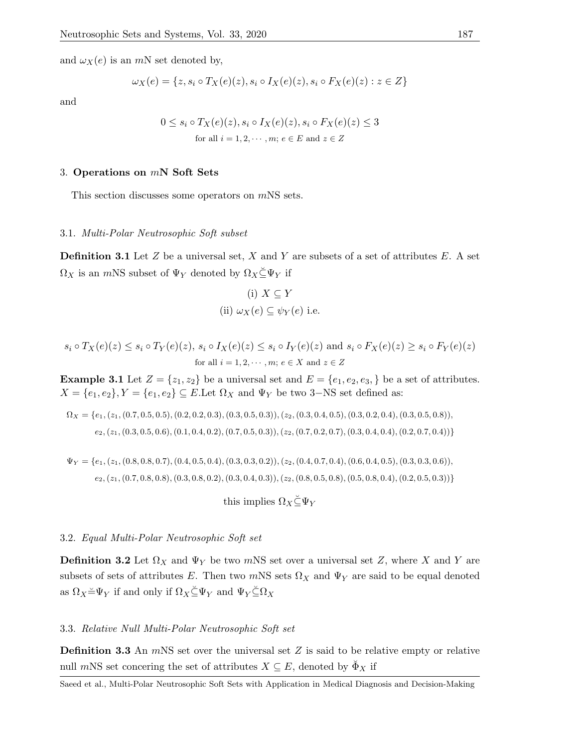and $\omega_X(e)$ is an $m$N set denoted by,

$$\omega_X(e) = \{z, s_i \circ T_X(e)(z), s_i \circ I_X(e)(z), s_i \circ F_X(e)(z) : z \in Z\}$$

and

$$0 \leq s_i \circ T_X(e)(z), s_i \circ I_X(e)(z), s_i \circ F_X(e)(z) \leq 3$$
$$\text{for all } i = 1, 2, \cdots, m;\ e \in E \text{ and } z \in Z$$

## 3. Operations on $m$N Soft Sets

This section discusses some operators on $m$NS sets.

### 3.1. *Multi-Polar Neutrosophic Soft subset*

**Definition 3.1** Let $Z$ be a universal set, $X$ and $Y$ are subsets of a set of attributes $E$. A set $\Omega_X$ is an $m$NS subset of $\Psi_Y$ denoted by $\Omega_X \breve{\subseteq} \Psi_Y$ if

$$\text{(i) } X \subseteq Y$$
$$\text{(ii) } \omega_X(e) \subseteq \psi_Y(e) \text{ i.e.}$$

$$s_i \circ T_X(e)(z) \leq s_i \circ T_Y(e)(z),\ s_i \circ I_X(e)(z) \leq s_i \circ I_Y(e)(z) \text{ and } s_i \circ F_X(e)(z) \geq s_i \circ F_Y(e)(z)$$
$$\text{for all } i = 1, 2, \cdots, m;\ e \in X \text{ and } z \in Z$$

**Example 3.1** Let $Z = \{z_1, z_2\}$ be a universal set and $E = \{e_1, e_2, e_3, \}$ be a set of attributes. $X = \{e_1, e_2\}, Y = \{e_1, e_2\} \subseteq E$.Let $\Omega_X$ and $\Psi_Y$ be two $3-$NS set defined as:

$$\Omega_X = \{e_1, (z_1, (0.7, 0.5, 0.5), (0.2, 0.2, 0.3), (0.3, 0.5, 0.3)), (z_2, (0.3, 0.4, 0.5), (0.3, 0.2, 0.4), (0.3, 0.5, 0.8)),$$
$$e_2, (z_1, (0.3, 0.5, 0.6), (0.1, 0.4, 0.2), (0.7, 0.5, 0.3)), (z_2, (0.7, 0.2, 0.7), (0.3, 0.4, 0.4), (0.2, 0.7, 0.4))\}$$

$$\Psi_Y = \{e_1, (z_1, (0.8, 0.8, 0.7), (0.4, 0.5, 0.4), (0.3, 0.3, 0.2)), (z_2, (0.4, 0.7, 0.4), (0.6, 0.4, 0.5), (0.3, 0.3, 0.6)),$$
$$e_2, (z_1, (0.7, 0.8, 0.8), (0.3, 0.8, 0.2), (0.3, 0.4, 0.3)), (z_2, (0.8, 0.5, 0.8), (0.5, 0.8, 0.4), (0.2, 0.5, 0.3))\}$$

$$\text{this implies } \Omega_X \breve{\subseteq} \Psi_Y$$

### 3.2. *Equal Multi-Polar Neutrosophic Soft set*

**Definition 3.2** Let $\Omega_X$ and $\Psi_Y$ be two $m$NS set over a universal set $Z$, where $X$ and $Y$ are subsets of sets of attributes $E$. Then two $m$NS sets $\Omega_X$ and $\Psi_Y$ are said to be equal denoted as $\Omega_X \breve{=} \Psi_Y$ if and only if $\Omega_X \breve{\subseteq} \Psi_Y$ and $\Psi_Y \breve{\subseteq} \Omega_X$

### 3.3. *Relative Null Multi-Polar Neutrosophic Soft set*

**Definition 3.3** An $m$NS set over the universal set $Z$ is said to be relative empty or relative null $m$NS set concering the set of attributes $X \subseteq E$, denoted by $\breve{\Phi}_X$ if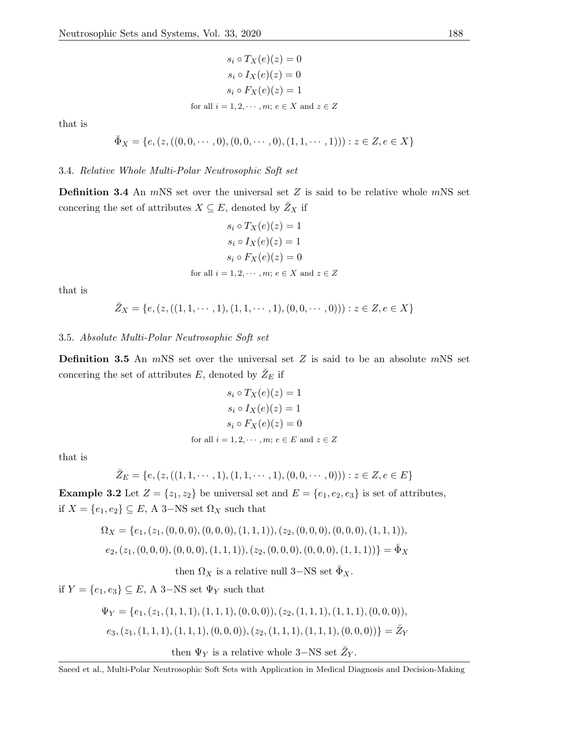$$s_i \circ T_X(e)(z) = 0$$
$$s_i \circ I_X(e)(z) = 0$$
$$s_i \circ F_X(e)(z) = 1$$
$$\text{for all } i = 1, 2, \cdots, m;\ e \in X \text{ and } z \in Z$$

that is

$$\breve{\Phi}_X = \{e, (z, ((0, 0, \cdots, 0), (0, 0, \cdots, 0), (1, 1, \cdots, 1))) : z \in Z, e \in X\}$$

### 3.4. *Relative Whole Multi-Polar Neutrosophic Soft set*

**Definition 3.4** An $m$NS set over the universal set $Z$ is said to be relative whole $m$NS set concering the set of attributes $X \subseteq E$, denoted by $\breve{Z}_X$ if

$$s_i \circ T_X(e)(z) = 1$$
$$s_i \circ I_X(e)(z) = 1$$
$$s_i \circ F_X(e)(z) = 0$$
$$\text{for all } i = 1, 2, \cdots, m;\ e \in X \text{ and } z \in Z$$

that is

$$\breve{Z}_X = \{e, (z, ((1, 1, \cdots, 1), (1, 1, \cdots, 1), (0, 0, \cdots, 0))) : z \in Z, e \in X\}$$

### 3.5. *Absolute Multi-Polar Neutrosophic Soft set*

**Definition 3.5** An $m$NS set over the universal set $Z$ is said to be an absolute $m$NS set concering the set of attributes $E$, denoted by $\breve{Z}_E$ if

$$s_i \circ T_X(e)(z) = 1$$
$$s_i \circ I_X(e)(z) = 1$$
$$s_i \circ F_X(e)(z) = 0$$
$$\text{for all } i = 1, 2, \cdots, m;\ e \in E \text{ and } z \in Z$$

that is

$$\breve{Z}_E = \{e, (z, ((1, 1, \cdots, 1), (1, 1, \cdots, 1), (0, 0, \cdots, 0))) : z \in Z, e \in E\}$$

**Example 3.2** Let $Z = \{z_1, z_2\}$ be universal set and $E = \{e_1, e_2, e_3\}$ is set of attributes, if $X = \{e_1, e_2\} \subseteq E$, A $3-$NS set $\Omega_X$ such that

$$\Omega_X = \{e_1, (z_1, (0, 0, 0), (0, 0, 0), (1, 1, 1)), (z_2, (0, 0, 0), (0, 0, 0), (1, 1, 1)),$$
$$e_2, (z_1, (0, 0, 0), (0, 0, 0), (1, 1, 1)), (z_2, (0, 0, 0), (0, 0, 0), (1, 1, 1))\} = \breve{\Phi}_X$$

then $\Omega_X$ is a relative null $3-$NS set $\breve{\Phi}_X$.

if $Y = \{e_1, e_3\} \subseteq E$, A $3-$NS set $\Psi_Y$ such that

$$\Psi_Y = \{e_1, (z_1, (1, 1, 1), (1, 1, 1), (0, 0, 0)), (z_2, (1, 1, 1), (1, 1, 1), (0, 0, 0)),$$
$$e_3, (z_1, (1, 1, 1), (1, 1, 1), (0, 0, 0)), (z_2, (1, 1, 1), (1, 1, 1), (0, 0, 0))\} = \breve{Z}_Y$$

then $\Psi_Y$ is a relative whole $3-$NS set $\breve{Z}_Y$.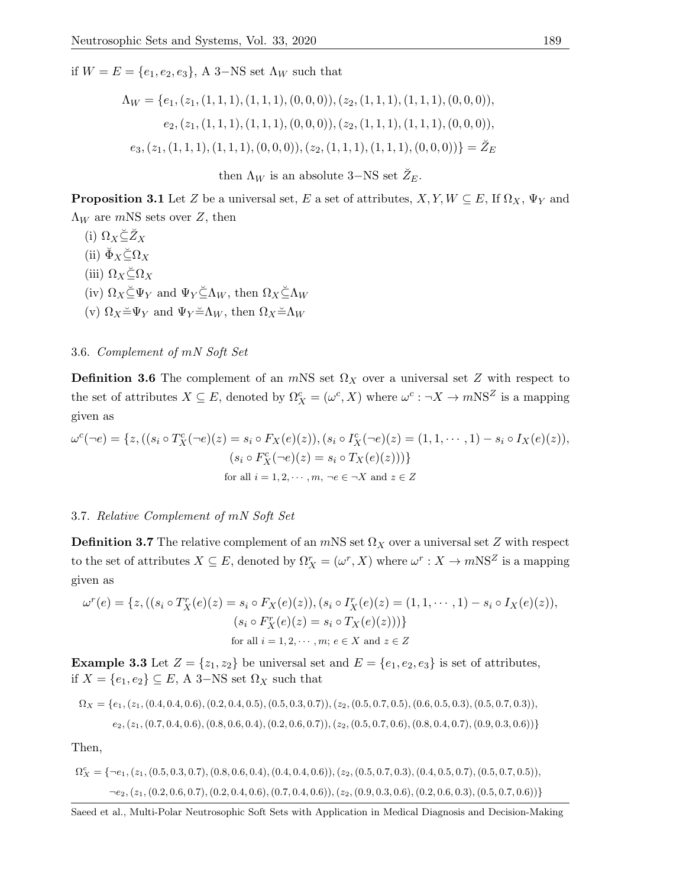if $W = E = \{e_1, e_2, e_3\}$, A 3−NS set $\Lambda_W$ such that

$$\Lambda_W = \{e_1, (z_1, (1,1,1), (1,1,1), (0,0,0)), (z_2, (1,1,1), (1,1,1), (0,0,0)),$$
$$e_2, (z_1, (1,1,1), (1,1,1), (0,0,0)), (z_2, (1,1,1), (1,1,1), (0,0,0)),$$
$$e_3, (z_1, (1,1,1), (1,1,1), (0,0,0)), (z_2, (1,1,1), (1,1,1), (0,0,0))\} = \breve{Z}_E$$

then $\Lambda_W$ is an absolute 3−NS set $\breve{Z}_E$.

**Proposition 3.1** Let $Z$ be a universal set, $E$ a set of attributes, $X, Y, W \subseteq E$, If $\Omega_X$, $\Psi_Y$ and $\Lambda_W$ are $m$NS sets over $Z$, then

(i) $\Omega_X \breve{\subseteq} \breve{Z}_X$

(ii) $\breve{\Phi}_X \breve{\subseteq} \Omega_X$

(iii) $\Omega_X \breve{\subseteq} \Omega_X$

(iv) $\Omega_X \breve{\subseteq} \Psi_Y$ and $\Psi_Y \breve{\subseteq} \Lambda_W$, then $\Omega_X \breve{\subseteq} \Lambda_W$

(v) $\Omega_X \breve{=} \Psi_Y$ and $\Psi_Y \breve{=} \Lambda_W$, then $\Omega_X \breve{=} \Lambda_W$

### 3.6. *Complement of mN Soft Set*

**Definition 3.6** The complement of an $m$NS set $\Omega_X$ over a universal set $Z$ with respect to the set of attributes $X \subseteq E$, denoted by $\Omega_X^c = (\omega^c, X)$ where $\omega^c : \neg X \to m\text{NS}^Z$ is a mapping given as

$$\omega^c(\neg e) = \{z, ((s_i \circ T_X^c(\neg e)(z) = s_i \circ F_X(e)(z)), (s_i \circ I_X^c(\neg e)(z) = (1,1,\cdots,1) - s_i \circ I_X(e)(z)),$$
$$(s_i \circ F_X^c(\neg e)(z) = s_i \circ T_X(e)(z)))\}$$
$$\text{for all } i = 1, 2, \cdots, m, \ \neg e \in \neg X \text{ and } z \in Z$$

### 3.7. *Relative Complement of mN Soft Set*

**Definition 3.7** The relative complement of an $m$NS set $\Omega_X$ over a universal set $Z$ with respect to the set of attributes $X \subseteq E$, denoted by $\Omega_X^r = (\omega^r, X)$ where $\omega^r : X \to m\text{NS}^Z$ is a mapping given as

$$\omega^r(e) = \{z, ((s_i \circ T_X^r(e)(z) = s_i \circ F_X(e)(z)), (s_i \circ I_X^r(e)(z) = (1,1,\cdots,1) - s_i \circ I_X(e)(z)),$$
$$(s_i \circ F_X^r(e)(z) = s_i \circ T_X(e)(z)))\}$$
$$\text{for all } i = 1, 2, \cdots, m; \ e \in X \text{ and } z \in Z$$

**Example 3.3** Let $Z = \{z_1, z_2\}$ be universal set and $E = \{e_1, e_2, e_3\}$ is set of attributes, if $X = \{e_1, e_2\} \subseteq E$, A 3−NS set $\Omega_X$ such that

$$\Omega_X = \{e_1, (z_1, (0.4, 0.4, 0.6), (0.2, 0.4, 0.5), (0.5, 0.3, 0.7)), (z_2, (0.5, 0.7, 0.5), (0.6, 0.5, 0.3), (0.5, 0.7, 0.3)),$$
$$e_2, (z_1, (0.7, 0.4, 0.6), (0.8, 0.6, 0.4), (0.2, 0.6, 0.7)), (z_2, (0.5, 0.7, 0.6), (0.8, 0.4, 0.7), (0.9, 0.3, 0.6))\}$$

Then,

$$\Omega_X^c = \{\neg e_1, (z_1, (0.5, 0.3, 0.7), (0.8, 0.6, 0.4), (0.4, 0.4, 0.6)), (z_2, (0.5, 0.7, 0.3), (0.4, 0.5, 0.7), (0.5, 0.7, 0.5)),$$
$$\neg e_2, (z_1, (0.2, 0.6, 0.7), (0.2, 0.4, 0.6), (0.7, 0.4, 0.6)), (z_2, (0.9, 0.3, 0.6), (0.2, 0.6, 0.3), (0.5, 0.7, 0.6))\}$$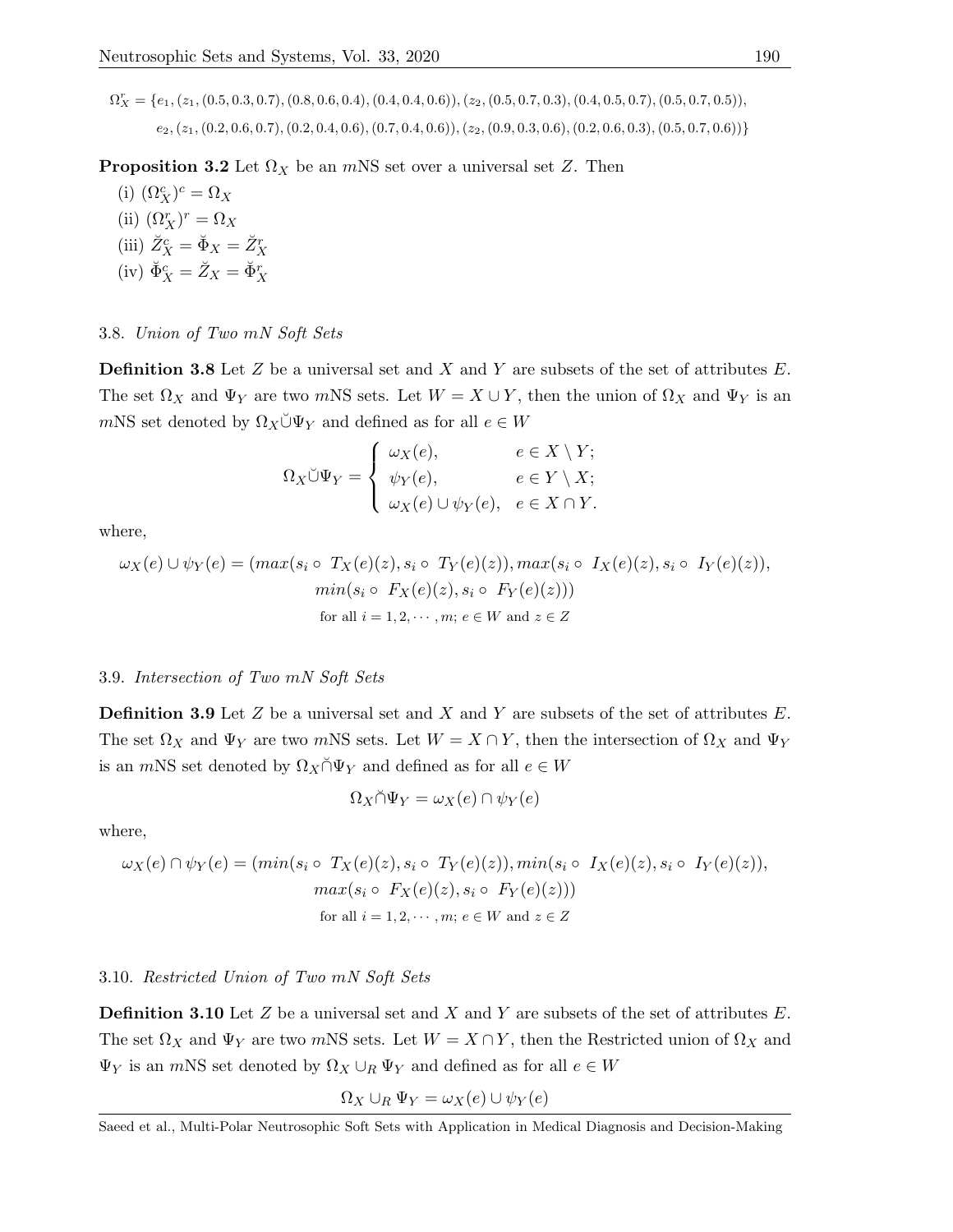$$\Omega_X^r = \{e_1, (z_1, (0.5, 0.3, 0.7), (0.8, 0.6, 0.4), (0.4, 0.4, 0.6)), (z_2, (0.5, 0.7, 0.3), (0.4, 0.5, 0.7), (0.5, 0.7, 0.5)),$$
$$e_2, (z_1, (0.2, 0.6, 0.7), (0.2, 0.4, 0.6), (0.7, 0.4, 0.6)), (z_2, (0.9, 0.3, 0.6), (0.2, 0.6, 0.3), (0.5, 0.7, 0.6))\}$$

**Proposition 3.2** Let $\Omega_X$ be an $m$NS set over a universal set $Z$. Then

(i) $(\Omega_X^c)^c = \Omega_X$

(ii) $(\Omega_X^r)^r = \Omega_X$

(iii) $\breve{Z}_X^c = \breve{\Phi}_X = \breve{Z}_X^r$

(iv) $\breve{\Phi}_X^c = \breve{Z}_X = \breve{\Phi}_X^r$

### 3.8. *Union of Two mN Soft Sets*

**Definition 3.8** Let $Z$ be a universal set and $X$ and $Y$ are subsets of the set of attributes $E$. The set $\Omega_X$ and $\Psi_Y$ are two $m$NS sets. Let $W = X \cup Y$, then the union of $\Omega_X$ and $\Psi_Y$ is an $m$NS set denoted by $\Omega_X \breve{\cup} \Psi_Y$ and defined as for all $e \in W$

$$\Omega_X \breve{\cup} \Psi_Y = \begin{cases} \omega_X(e), & e \in X \setminus Y; \\ \psi_Y(e), & e \in Y \setminus X; \\ \omega_X(e) \cup \psi_Y(e), & e \in X \cap Y. \end{cases}$$

where,

$$\omega_X(e) \cup \psi_Y(e) = (max(s_i \circ\ T_X(e)(z), s_i \circ\ T_Y(e)(z)), max(s_i \circ\ I_X(e)(z), s_i \circ\ I_Y(e)(z)),$$
$$min(s_i \circ\ F_X(e)(z), s_i \circ\ F_Y(e)(z)))$$
$$\text{for all } i = 1, 2, \cdots, m;\ e \in W \text{ and } z \in Z$$

### 3.9. *Intersection of Two mN Soft Sets*

**Definition 3.9** Let $Z$ be a universal set and $X$ and $Y$ are subsets of the set of attributes $E$. The set $\Omega_X$ and $\Psi_Y$ are two $m$NS sets. Let $W = X \cap Y$, then the intersection of $\Omega_X$ and $\Psi_Y$ is an $m$NS set denoted by $\Omega_X \breve{\cap} \Psi_Y$ and defined as for all $e \in W$

$$\Omega_X \breve{\cap} \Psi_Y = \omega_X(e) \cap \psi_Y(e)$$

where,

$$\omega_X(e) \cap \psi_Y(e) = (min(s_i \circ\ T_X(e)(z), s_i \circ\ T_Y(e)(z)), min(s_i \circ\ I_X(e)(z), s_i \circ\ I_Y(e)(z)),$$
$$max(s_i \circ\ F_X(e)(z), s_i \circ\ F_Y(e)(z)))$$
$$\text{for all } i = 1, 2, \cdots, m;\ e \in W \text{ and } z \in Z$$

### 3.10. *Restricted Union of Two mN Soft Sets*

**Definition 3.10** Let $Z$ be a universal set and $X$ and $Y$ are subsets of the set of attributes $E$. The set $\Omega_X$ and $\Psi_Y$ are two $m$NS sets. Let $W = X \cap Y$, then the Restricted union of $\Omega_X$ and $\Psi_Y$ is an $m$NS set denoted by $\Omega_X \cup_R \Psi_Y$ and defined as for all $e \in W$

$$\Omega_X \cup_R \Psi_Y = \omega_X(e) \cup \psi_Y(e)$$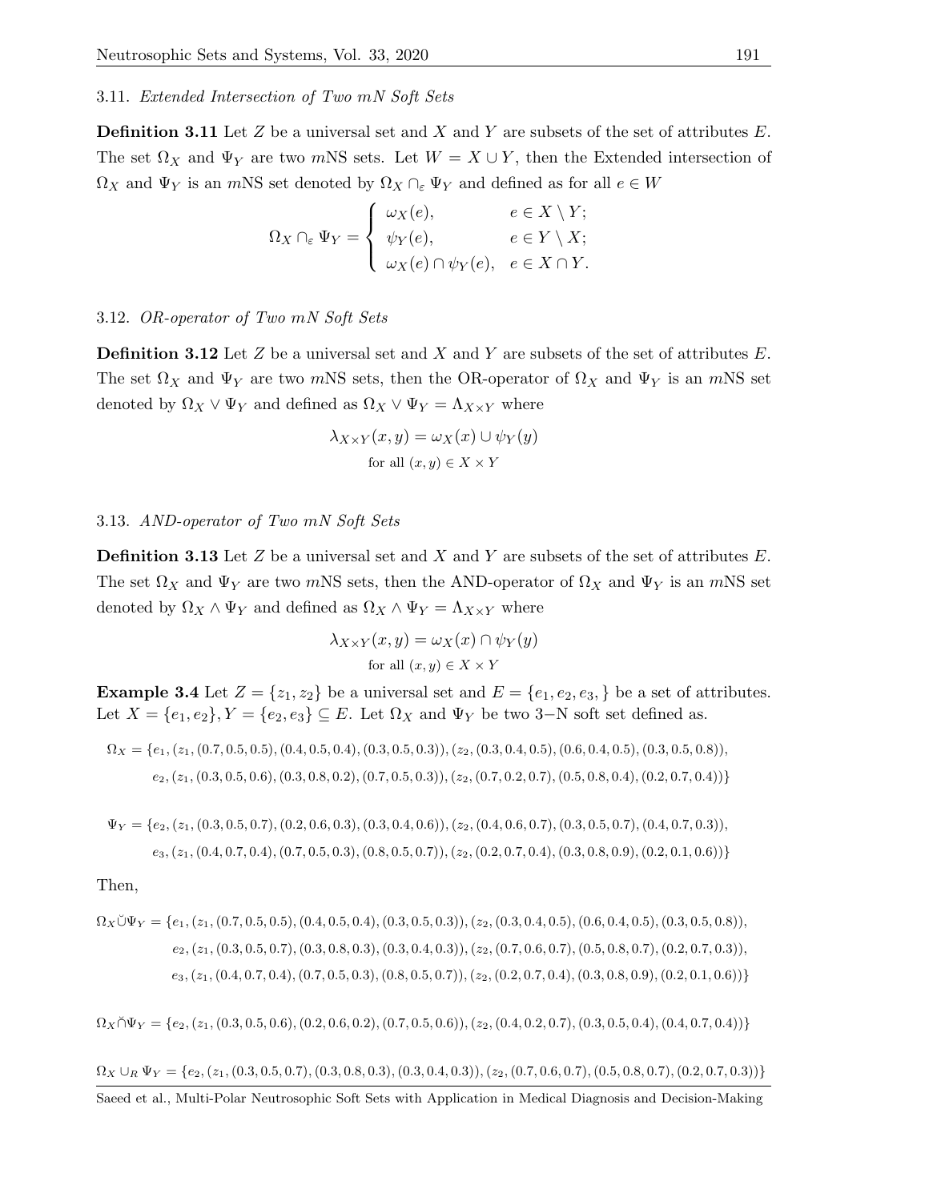### 3.11. *Extended Intersection of Two mN Soft Sets*

**Definition 3.11** Let $Z$ be a universal set and $X$ and $Y$ are subsets of the set of attributes $E$. The set $\Omega_X$ and $\Psi_Y$ are two $m$NS sets. Let $W = X \cup Y$, then the Extended intersection of $\Omega_X$ and $\Psi_Y$ is an $m$NS set denoted by $\Omega_X \cap_\varepsilon \Psi_Y$ and defined as for all $e \in W$

$$\Omega_X \cap_\varepsilon \Psi_Y = \begin{cases} \omega_X(e), & e \in X \setminus Y; \\ \psi_Y(e), & e \in Y \setminus X; \\ \omega_X(e) \cap \psi_Y(e), & e \in X \cap Y. \end{cases}$$

### 3.12. *OR-operator of Two mN Soft Sets*

**Definition 3.12** Let $Z$ be a universal set and $X$ and $Y$ are subsets of the set of attributes $E$. The set $\Omega_X$ and $\Psi_Y$ are two $m$NS sets, then the OR-operator of $\Omega_X$ and $\Psi_Y$ is an $m$NS set denoted by $\Omega_X \vee \Psi_Y$ and defined as $\Omega_X \vee \Psi_Y = \Lambda_{X \times Y}$ where

$$\lambda_{X \times Y}(x, y) = \omega_X(x) \cup \psi_Y(y)$$
$$\text{for all } (x, y) \in X \times Y$$

### 3.13. *AND-operator of Two mN Soft Sets*

**Definition 3.13** Let $Z$ be a universal set and $X$ and $Y$ are subsets of the set of attributes $E$. The set $\Omega_X$ and $\Psi_Y$ are two $m$NS sets, then the AND-operator of $\Omega_X$ and $\Psi_Y$ is an $m$NS set denoted by $\Omega_X \wedge \Psi_Y$ and defined as $\Omega_X \wedge \Psi_Y = \Lambda_{X \times Y}$ where

$$\lambda_{X \times Y}(x, y) = \omega_X(x) \cap \psi_Y(y)$$
$$\text{for all } (x, y) \in X \times Y$$

**Example 3.4** Let $Z = \{z_1, z_2\}$ be a universal set and $E = \{e_1, e_2, e_3, \}$ be a set of attributes. Let $X = \{e_1, e_2\}, Y = \{e_2, e_3\} \subseteq E$. Let $\Omega_X$ and $\Psi_Y$ be two $3-$N soft set defined as.

$$\begin{aligned} \Omega_X = \{ & e_1, (z_1, (0.7, 0.5, 0.5), (0.4, 0.5, 0.4), (0.3, 0.5, 0.3)), (z_2, (0.3, 0.4, 0.5), (0.6, 0.4, 0.5), (0.3, 0.5, 0.8)), \\ & e_2, (z_1, (0.3, 0.5, 0.6), (0.3, 0.8, 0.2), (0.7, 0.5, 0.3)), (z_2, (0.7, 0.2, 0.7), (0.5, 0.8, 0.4), (0.2, 0.7, 0.4))\} \end{aligned}$$

$$\begin{aligned} \Psi_Y = \{ & e_2, (z_1, (0.3, 0.5, 0.7), (0.2, 0.6, 0.3), (0.3, 0.4, 0.6)), (z_2, (0.4, 0.6, 0.7), (0.3, 0.5, 0.7), (0.4, 0.7, 0.3)), \\ & e_3, (z_1, (0.4, 0.7, 0.4), (0.7, 0.5, 0.3), (0.8, 0.5, 0.7)), (z_2, (0.2, 0.7, 0.4), (0.3, 0.8, 0.9), (0.2, 0.1, 0.6))\} \end{aligned}$$

Then,

$$\begin{aligned} \Omega_X \breve{\cup} \Psi_Y = \{ & e_1, (z_1, (0.7, 0.5, 0.5), (0.4, 0.5, 0.4), (0.3, 0.5, 0.3)), (z_2, (0.3, 0.4, 0.5), (0.6, 0.4, 0.5), (0.3, 0.5, 0.8)), \\ & e_2, (z_1, (0.3, 0.5, 0.7), (0.3, 0.8, 0.3), (0.3, 0.4, 0.3)), (z_2, (0.7, 0.6, 0.7), (0.5, 0.8, 0.7), (0.2, 0.7, 0.3)), \\ & e_3, (z_1, (0.4, 0.7, 0.4), (0.7, 0.5, 0.3), (0.8, 0.5, 0.7)), (z_2, (0.2, 0.7, 0.4), (0.3, 0.8, 0.9), (0.2, 0.1, 0.6))\} \end{aligned}$$

$$\Omega_X \breve{\cap} \Psi_Y = \{e_2, (z_1, (0.3, 0.5, 0.6), (0.2, 0.6, 0.2), (0.7, 0.5, 0.6)), (z_2, (0.4, 0.2, 0.7), (0.3, 0.5, 0.4), (0.4, 0.7, 0.4))\}$$

$$\Omega_X \cup_R \Psi_Y = \{e_2, (z_1, (0.3, 0.5, 0.7), (0.3, 0.8, 0.3), (0.3, 0.4, 0.3)), (z_2, (0.7, 0.6, 0.7), (0.5, 0.8, 0.7), (0.2, 0.7, 0.3))\}$$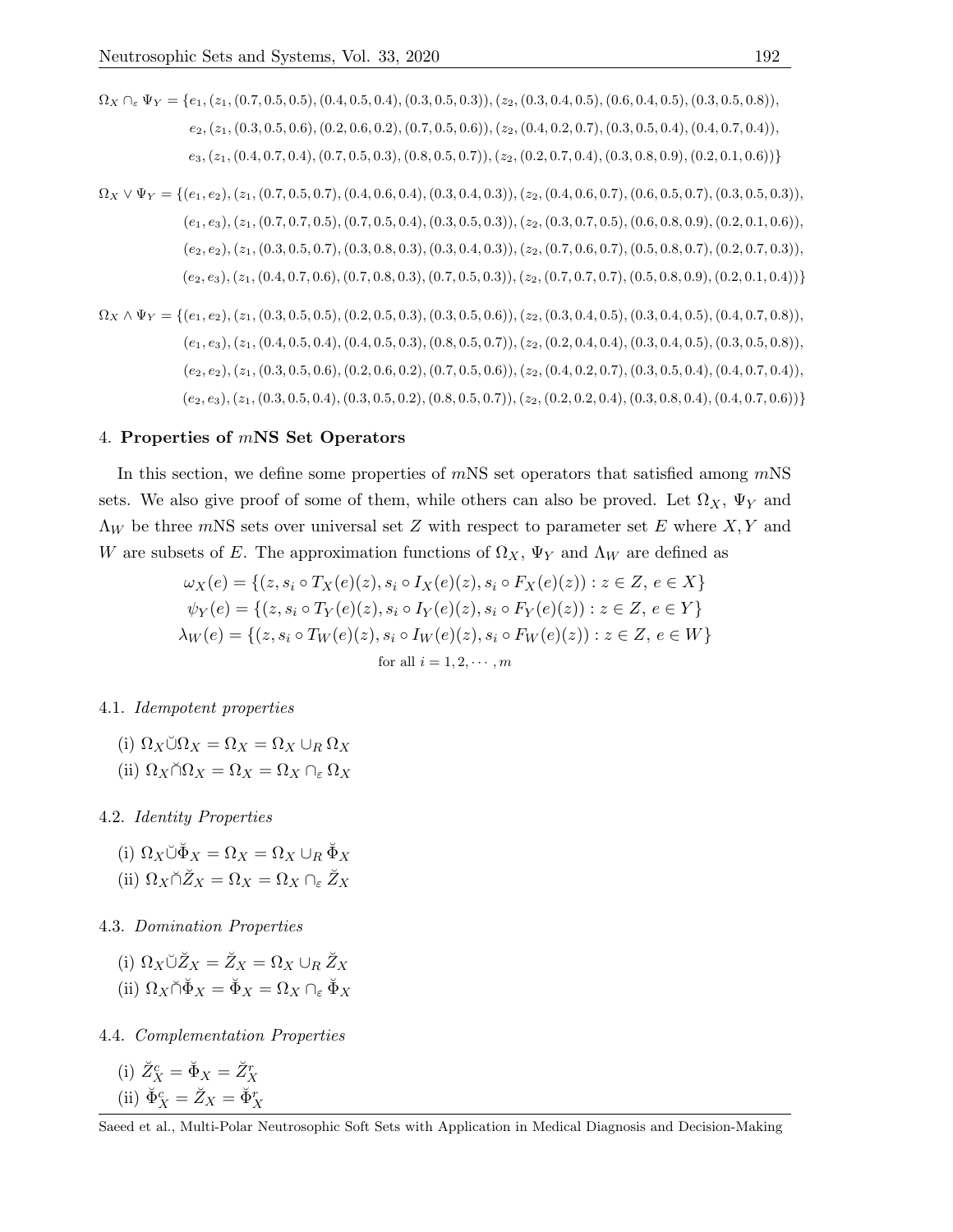$$\Omega_X \cap_\varepsilon \Psi_Y = \{e_1, (z_1, (0.7, 0.5, 0.5), (0.4, 0.5, 0.4), (0.3, 0.5, 0.3)), (z_2, (0.3, 0.4, 0.5), (0.6, 0.4, 0.5), (0.3, 0.5, 0.8)),$$
$$e_2, (z_1, (0.3, 0.5, 0.6), (0.2, 0.6, 0.2), (0.7, 0.5, 0.6)), (z_2, (0.4, 0.2, 0.7), (0.3, 0.5, 0.4), (0.4, 0.7, 0.4)),$$
$$e_3, (z_1, (0.4, 0.7, 0.4), (0.7, 0.5, 0.3), (0.8, 0.5, 0.7)), (z_2, (0.2, 0.7, 0.4), (0.3, 0.8, 0.9), (0.2, 0.1, 0.6))\}$$

$$\Omega_X \vee \Psi_Y = \{(e_1, e_2), (z_1, (0.7, 0.5, 0.7), (0.4, 0.6, 0.4), (0.3, 0.4, 0.3)), (z_2, (0.4, 0.6, 0.7), (0.6, 0.5, 0.7), (0.3, 0.5, 0.3)),$$
$$(e_1, e_3), (z_1, (0.7, 0.7, 0.5), (0.7, 0.5, 0.4), (0.3, 0.5, 0.3)), (z_2, (0.3, 0.7, 0.5), (0.6, 0.8, 0.9), (0.2, 0.1, 0.6)),$$
$$(e_2, e_2), (z_1, (0.3, 0.5, 0.7), (0.3, 0.8, 0.3), (0.3, 0.4, 0.3)), (z_2, (0.7, 0.6, 0.7), (0.5, 0.8, 0.7), (0.2, 0.7, 0.3)),$$
$$(e_2, e_3), (z_1, (0.4, 0.7, 0.6), (0.7, 0.8, 0.3), (0.7, 0.5, 0.3)), (z_2, (0.7, 0.7, 0.7), (0.5, 0.8, 0.9), (0.2, 0.1, 0.4))\}$$

$$\Omega_X \wedge \Psi_Y = \{(e_1, e_2), (z_1, (0.3, 0.5, 0.5), (0.2, 0.5, 0.3), (0.3, 0.5, 0.6)), (z_2, (0.3, 0.4, 0.5), (0.3, 0.4, 0.5), (0.4, 0.7, 0.8)),$$
$$(e_1, e_3), (z_1, (0.4, 0.5, 0.4), (0.4, 0.5, 0.3), (0.8, 0.5, 0.7)), (z_2, (0.2, 0.4, 0.4), (0.3, 0.4, 0.5), (0.3, 0.5, 0.8)),$$
$$(e_2, e_2), (z_1, (0.3, 0.5, 0.6), (0.2, 0.6, 0.2), (0.7, 0.5, 0.6)), (z_2, (0.4, 0.2, 0.7), (0.3, 0.5, 0.4), (0.4, 0.7, 0.4)),$$
$$(e_2, e_3), (z_1, (0.3, 0.5, 0.4), (0.3, 0.5, 0.2), (0.8, 0.5, 0.7)), (z_2, (0.2, 0.2, 0.4), (0.3, 0.8, 0.4), (0.4, 0.7, 0.6))\}$$

## 4. **Properties of $m$NS Set Operators**

In this section, we define some properties of $m$NS set operators that satisfied among $m$NS sets. We also give proof of some of them, while others can also be proved. Let $\Omega_X$, $\Psi_Y$ and $\Lambda_W$ be three $m$NS sets over universal set $Z$ with respect to parameter set $E$ where $X, Y$ and $W$ are subsets of $E$. The approximation functions of $\Omega_X$, $\Psi_Y$ and $\Lambda_W$ are defined as

$$\omega_X(e) = \{(z, s_i \circ T_X(e)(z), s_i \circ I_X(e)(z), s_i \circ F_X(e)(z)) : z \in Z,\, e \in X\}$$
$$\psi_Y(e) = \{(z, s_i \circ T_Y(e)(z), s_i \circ I_Y(e)(z), s_i \circ F_Y(e)(z)) : z \in Z,\, e \in Y\}$$
$$\lambda_W(e) = \{(z, s_i \circ T_W(e)(z), s_i \circ I_W(e)(z), s_i \circ F_W(e)(z)) : z \in Z,\, e \in W\}$$
$$\text{for all } i = 1, 2, \cdots, m$$

### 4.1. *Idempotent properties*

(i) $\Omega_X \breve{\cup} \Omega_X = \Omega_X = \Omega_X \cup_R \Omega_X$
(ii) $\Omega_X \breve{\cap} \Omega_X = \Omega_X = \Omega_X \cap_\varepsilon \Omega_X$

### 4.2. *Identity Properties*

(i) $\Omega_X \breve{\cup} \breve{\Phi}_X = \Omega_X = \Omega_X \cup_R \breve{\Phi}_X$
(ii) $\Omega_X \breve{\cap} \breve{Z}_X = \Omega_X = \Omega_X \cap_\varepsilon \breve{Z}_X$

### 4.3. *Domination Properties*

(i) $\Omega_X \breve{\cup} \breve{Z}_X = \breve{Z}_X = \Omega_X \cup_R \breve{Z}_X$
(ii) $\Omega_X \breve{\cap} \breve{\Phi}_X = \breve{\Phi}_X = \Omega_X \cap_\varepsilon \breve{\Phi}_X$

### 4.4. *Complementation Properties*

(i) $\breve{Z}^c_X = \breve{\Phi}_X = \breve{Z}^r_X$
(ii) $\breve{\Phi}^c_X = \breve{Z}_X = \breve{\Phi}^r_X$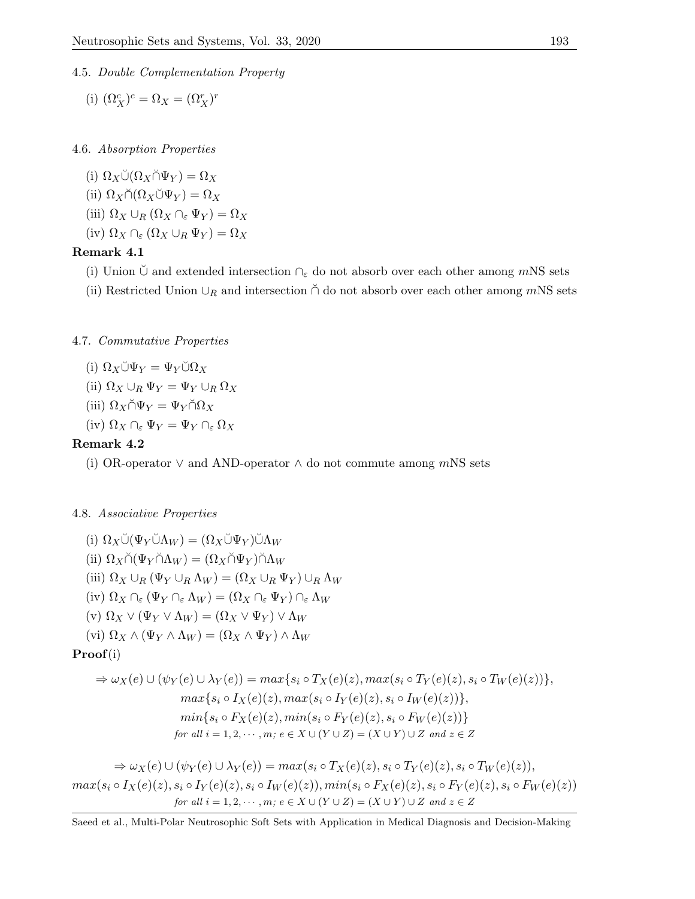4.5. *Double Complementation Property*

(i) $(\Omega_X^c)^c = \Omega_X = (\Omega_X^r)^r$

4.6. *Absorption Properties*

(i) $\Omega_X \breve{\cup} (\Omega_X \breve{\cap} \Psi_Y) = \Omega_X$

(ii) $\Omega_X \breve{\cap} (\Omega_X \breve{\cup} \Psi_Y) = \Omega_X$

(iii) $\Omega_X \cup_R (\Omega_X \cap_\varepsilon \Psi_Y) = \Omega_X$

(iv) $\Omega_X \cap_\varepsilon (\Omega_X \cup_R \Psi_Y) = \Omega_X$

**Remark 4.1**

(i) Union $\breve{\cup}$ and extended intersection $\cap_\varepsilon$ do not absorb over each other among $m$NS sets

(ii) Restricted Union $\cup_R$ and intersection $\breve{\cap}$ do not absorb over each other among $m$NS sets

4.7. *Commutative Properties*

(i) $\Omega_X \breve{\cup} \Psi_Y = \Psi_Y \breve{\cup} \Omega_X$

(ii) $\Omega_X \cup_R \Psi_Y = \Psi_Y \cup_R \Omega_X$

(iii) $\Omega_X \breve{\cap} \Psi_Y = \Psi_Y \breve{\cap} \Omega_X$

(iv) $\Omega_X \cap_\varepsilon \Psi_Y = \Psi_Y \cap_\varepsilon \Omega_X$

**Remark 4.2**

(i) OR-operator $\vee$ and AND-operator $\wedge$ do not commute among $m$NS sets

4.8. *Associative Properties*

(i) $\Omega_X \breve{\cup} (\Psi_Y \breve{\cup} \Lambda_W) = (\Omega_X \breve{\cup} \Psi_Y) \breve{\cup} \Lambda_W$

(ii) $\Omega_X \breve{\cap} (\Psi_Y \breve{\cap} \Lambda_W) = (\Omega_X \breve{\cap} \Psi_Y) \breve{\cap} \Lambda_W$

(iii) $\Omega_X \cup_R (\Psi_Y \cup_R \Lambda_W) = (\Omega_X \cup_R \Psi_Y) \cup_R \Lambda_W$

(iv) $\Omega_X \cap_\varepsilon (\Psi_Y \cap_\varepsilon \Lambda_W) = (\Omega_X \cap_\varepsilon \Psi_Y) \cap_\varepsilon \Lambda_W$

(v) $\Omega_X \vee (\Psi_Y \vee \Lambda_W) = (\Omega_X \vee \Psi_Y) \vee \Lambda_W$

(vi) $\Omega_X \wedge (\Psi_Y \wedge \Lambda_W) = (\Omega_X \wedge \Psi_Y) \wedge \Lambda_W$

**Proof**(i)

$$\begin{aligned}\Rightarrow \omega_X(e) \cup (\psi_Y(e) \cup \lambda_Y(e)) = max\{&s_i \circ T_X(e)(z), max(s_i \circ T_Y(e)(z), s_i \circ T_W(e)(z))\},\\ &max\{s_i \circ I_X(e)(z), max(s_i \circ I_Y(e)(z), s_i \circ I_W(e)(z))\},\\ &min\{s_i \circ F_X(e)(z), min(s_i \circ F_Y(e)(z), s_i \circ F_W(e)(z))\}\\ &\textit{for all } i = 1, 2, \cdots, m;\ e \in X \cup (Y \cup Z) = (X \cup Y) \cup Z \textit{ and } z \in Z\end{aligned}$$

$$\begin{aligned}\Rightarrow \omega_X(e) \cup (\psi_Y(e) \cup \lambda_Y(e)) = max(s_i \circ T_X(e)(z), s_i \circ T_Y(e)(z), s_i \circ T_W(e)(z)),\\ max(s_i \circ I_X(e)(z), s_i \circ I_Y(e)(z), s_i \circ I_W(e)(z)), min(s_i \circ F_X(e)(z), s_i \circ F_Y(e)(z), s_i \circ F_W(e)(z))\\ \textit{for all } i = 1, 2, \cdots, m;\ e \in X \cup (Y \cup Z) = (X \cup Y) \cup Z \textit{ and } z \in Z\end{aligned}$$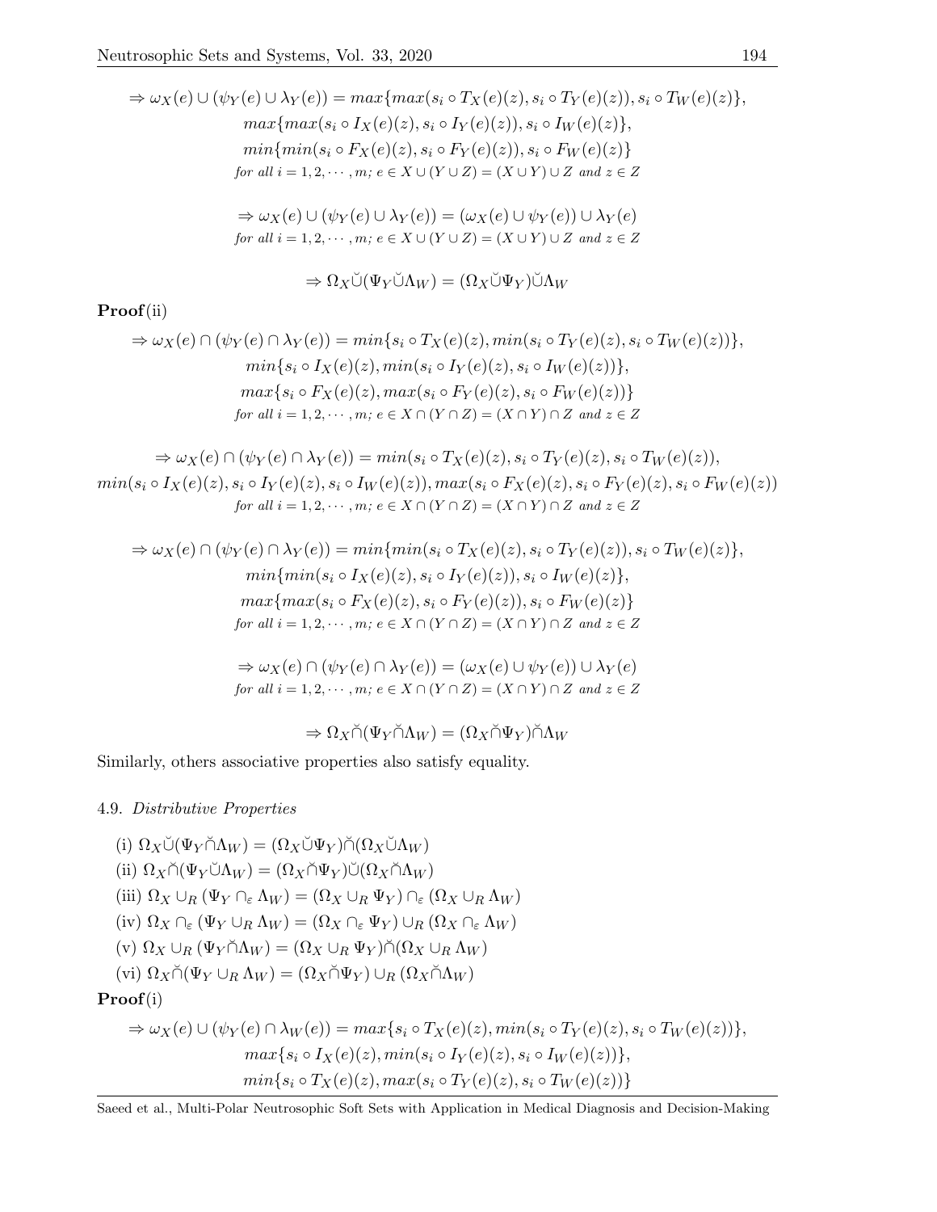$$\Rightarrow \omega_X(e) \cup (\psi_Y(e) \cup \lambda_Y(e)) = max\{max(s_i \circ T_X(e)(z), s_i \circ T_Y(e)(z)), s_i \circ T_W(e)(z)\},$$
$$max\{max(s_i \circ I_X(e)(z), s_i \circ I_Y(e)(z)), s_i \circ I_W(e)(z)\},$$
$$min\{min(s_i \circ F_X(e)(z), s_i \circ F_Y(e)(z)), s_i \circ F_W(e)(z)\}$$
$$\text{for all } i = 1, 2, \cdots, m;\ e \in X \cup (Y \cup Z) = (X \cup Y) \cup Z \text{ and } z \in Z$$

$$\Rightarrow \omega_X(e) \cup (\psi_Y(e) \cup \lambda_Y(e)) = (\omega_X(e) \cup \psi_Y(e)) \cup \lambda_Y(e)$$
$$\text{for all } i = 1, 2, \cdots, m;\ e \in X \cup (Y \cup Z) = (X \cup Y) \cup Z \text{ and } z \in Z$$

$$\Rightarrow \Omega_X \breve{\cup} (\Psi_Y \breve{\cup} \Lambda_W) = (\Omega_X \breve{\cup} \Psi_Y) \breve{\cup} \Lambda_W$$

**Proof**(ii)

$$\Rightarrow \omega_X(e) \cap (\psi_Y(e) \cap \lambda_Y(e)) = min\{s_i \circ T_X(e)(z), min(s_i \circ T_Y(e)(z), s_i \circ T_W(e)(z))\},$$
$$min\{s_i \circ I_X(e)(z), min(s_i \circ I_Y(e)(z), s_i \circ I_W(e)(z))\},$$
$$max\{s_i \circ F_X(e)(z), max(s_i \circ F_Y(e)(z), s_i \circ F_W(e)(z))\}$$
$$\text{for all } i = 1, 2, \cdots, m;\ e \in X \cap (Y \cap Z) = (X \cap Y) \cap Z \text{ and } z \in Z$$

$$\Rightarrow \omega_X(e) \cap (\psi_Y(e) \cap \lambda_Y(e)) = min(s_i \circ T_X(e)(z), s_i \circ T_Y(e)(z), s_i \circ T_W(e)(z)),$$
$$min(s_i \circ I_X(e)(z), s_i \circ I_Y(e)(z), s_i \circ I_W(e)(z)), max(s_i \circ F_X(e)(z), s_i \circ F_Y(e)(z), s_i \circ F_W(e)(z))$$
$$\text{for all } i = 1, 2, \cdots, m;\ e \in X \cap (Y \cap Z) = (X \cap Y) \cap Z \text{ and } z \in Z$$

$$\Rightarrow \omega_X(e) \cap (\psi_Y(e) \cap \lambda_Y(e)) = min\{min(s_i \circ T_X(e)(z), s_i \circ T_Y(e)(z)), s_i \circ T_W(e)(z)\},$$
$$min\{min(s_i \circ I_X(e)(z), s_i \circ I_Y(e)(z)), s_i \circ I_W(e)(z)\},$$
$$max\{max(s_i \circ F_X(e)(z), s_i \circ F_Y(e)(z)), s_i \circ F_W(e)(z)\}$$
$$\text{for all } i = 1, 2, \cdots, m;\ e \in X \cap (Y \cap Z) = (X \cap Y) \cap Z \text{ and } z \in Z$$

$$\Rightarrow \omega_X(e) \cap (\psi_Y(e) \cap \lambda_Y(e)) = (\omega_X(e) \cup \psi_Y(e)) \cup \lambda_Y(e)$$
$$\text{for all } i = 1, 2, \cdots, m;\ e \in X \cap (Y \cap Z) = (X \cap Y) \cap Z \text{ and } z \in Z$$

$$\Rightarrow \Omega_X \breve{\cap} (\Psi_Y \breve{\cap} \Lambda_W) = (\Omega_X \breve{\cap} \Psi_Y) \breve{\cap} \Lambda_W$$

Similarly, others associative properties also satisfy equality.

### 4.9. *Distributive Properties*

(i) $\Omega_X \breve{\cup} (\Psi_Y \breve{\cap} \Lambda_W) = (\Omega_X \breve{\cup} \Psi_Y) \breve{\cap} (\Omega_X \breve{\cup} \Lambda_W)$

(ii) $\Omega_X \breve{\cap} (\Psi_Y \breve{\cup} \Lambda_W) = (\Omega_X \breve{\cap} \Psi_Y) \breve{\cup} (\Omega_X \breve{\cap} \Lambda_W)$

(iii) $\Omega_X \cup_R (\Psi_Y \cap_\varepsilon \Lambda_W) = (\Omega_X \cup_R \Psi_Y) \cap_\varepsilon (\Omega_X \cup_R \Lambda_W)$

(iv) $\Omega_X \cap_\varepsilon (\Psi_Y \cup_R \Lambda_W) = (\Omega_X \cap_\varepsilon \Psi_Y) \cup_R (\Omega_X \cap_\varepsilon \Lambda_W)$

(v) $\Omega_X \cup_R (\Psi_Y \breve{\cap} \Lambda_W) = (\Omega_X \cup_R \Psi_Y) \breve{\cap} (\Omega_X \cup_R \Lambda_W)$

(vi) $\Omega_X \breve{\cap} (\Psi_Y \cup_R \Lambda_W) = (\Omega_X \breve{\cap} \Psi_Y) \cup_R (\Omega_X \breve{\cap} \Lambda_W)$

**Proof**(i)

$$\Rightarrow \omega_X(e) \cup (\psi_Y(e) \cap \lambda_W(e)) = max\{s_i \circ T_X(e)(z), min(s_i \circ T_Y(e)(z), s_i \circ T_W(e)(z))\},$$
$$max\{s_i \circ I_X(e)(z), min(s_i \circ I_Y(e)(z), s_i \circ I_W(e)(z))\},$$
$$min\{s_i \circ T_X(e)(z), max(s_i \circ T_Y(e)(z), s_i \circ T_W(e)(z))\}$$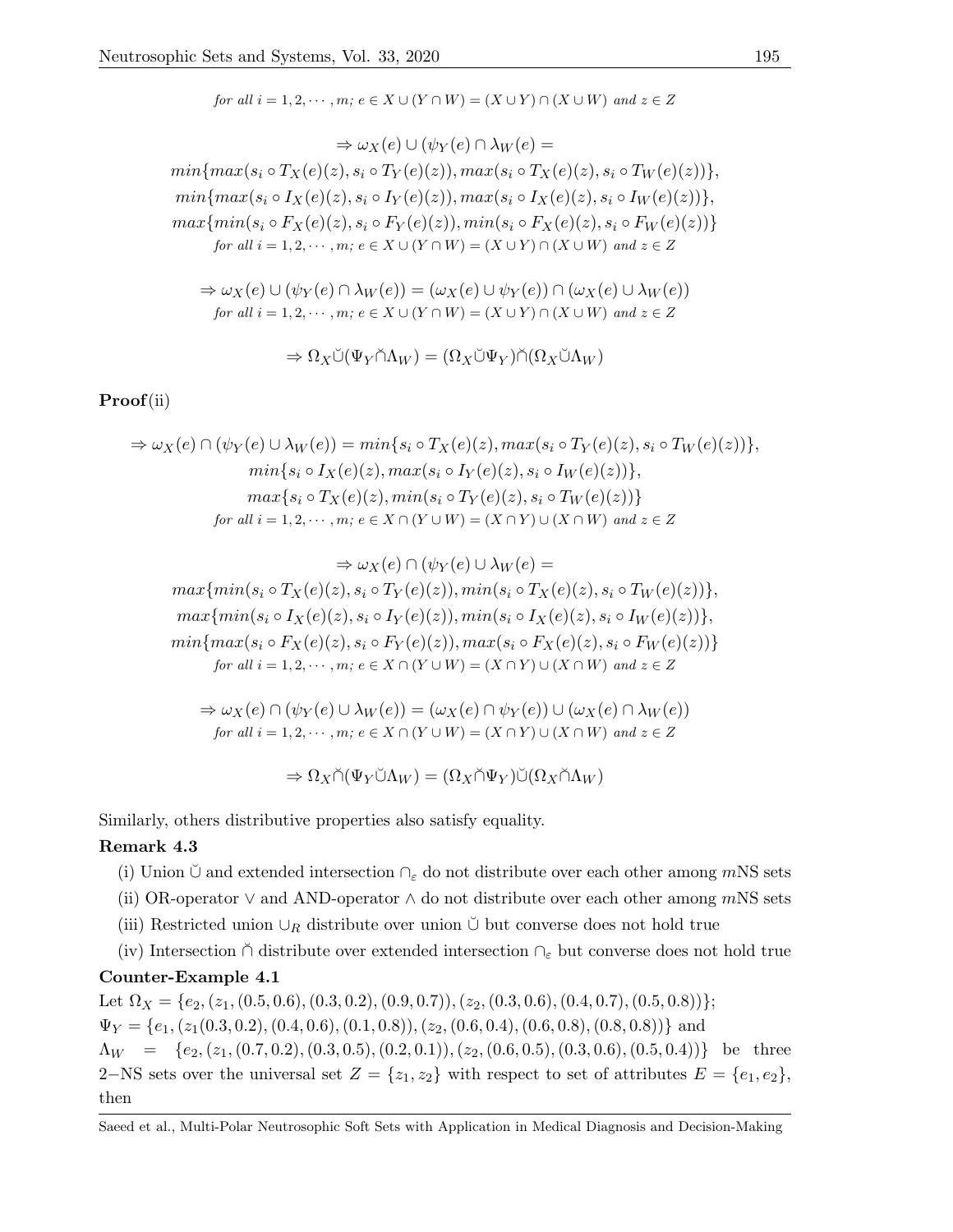$$for\ all\ i = 1, 2, \cdots, m;\ e \in X \cup (Y \cap W) = (X \cup Y) \cap (X \cup W)\ and\ z \in Z$$

$$\Rightarrow \omega_X(e) \cup (\psi_Y(e) \cap \lambda_W(e) =$$

$$min\{max(s_i \circ T_X(e)(z), s_i \circ T_Y(e)(z)), max(s_i \circ T_X(e)(z), s_i \circ T_W(e)(z))\},$$
$$min\{max(s_i \circ I_X(e)(z), s_i \circ I_Y(e)(z)), max(s_i \circ I_X(e)(z), s_i \circ I_W(e)(z))\},$$
$$max\{min(s_i \circ F_X(e)(z), s_i \circ F_Y(e)(z)), min(s_i \circ F_X(e)(z), s_i \circ F_W(e)(z))\}$$
$$for\ all\ i = 1, 2, \cdots, m;\ e \in X \cup (Y \cap W) = (X \cup Y) \cap (X \cup W)\ and\ z \in Z$$

$$\Rightarrow \omega_X(e) \cup (\psi_Y(e) \cap \lambda_W(e)) = (\omega_X(e) \cup \psi_Y(e)) \cap (\omega_X(e) \cup \lambda_W(e))$$
$$for\ all\ i = 1, 2, \cdots, m;\ e \in X \cup (Y \cap W) = (X \cup Y) \cap (X \cup W)\ and\ z \in Z$$

$$\Rightarrow \Omega_X \breve{\cup} (\Psi_Y \breve{\cap} \Lambda_W) = (\Omega_X \breve{\cup} \Psi_Y) \breve{\cap} (\Omega_X \breve{\cup} \Lambda_W)$$

**Proof**(ii)

$$\Rightarrow \omega_X(e) \cap (\psi_Y(e) \cup \lambda_W(e)) = min\{s_i \circ T_X(e)(z), max(s_i \circ T_Y(e)(z), s_i \circ T_W(e)(z))\},$$
$$min\{s_i \circ I_X(e)(z), max(s_i \circ I_Y(e)(z), s_i \circ I_W(e)(z))\},$$
$$max\{s_i \circ T_X(e)(z), min(s_i \circ T_Y(e)(z), s_i \circ T_W(e)(z))\}$$
$$for\ all\ i = 1, 2, \cdots, m;\ e \in X \cap (Y \cup W) = (X \cap Y) \cup (X \cap W)\ and\ z \in Z$$

$$\Rightarrow \omega_X(e) \cap (\psi_Y(e) \cup \lambda_W(e) =$$

$$max\{min(s_i \circ T_X(e)(z), s_i \circ T_Y(e)(z)), min(s_i \circ T_X(e)(z), s_i \circ T_W(e)(z))\},$$
$$max\{min(s_i \circ I_X(e)(z), s_i \circ I_Y(e)(z)), min(s_i \circ I_X(e)(z), s_i \circ I_W(e)(z))\},$$
$$min\{max(s_i \circ F_X(e)(z), s_i \circ F_Y(e)(z)), max(s_i \circ F_X(e)(z), s_i \circ F_W(e)(z))\}$$
$$for\ all\ i = 1, 2, \cdots, m;\ e \in X \cap (Y \cup W) = (X \cap Y) \cup (X \cap W)\ and\ z \in Z$$

$$\Rightarrow \omega_X(e) \cap (\psi_Y(e) \cup \lambda_W(e)) = (\omega_X(e) \cap \psi_Y(e)) \cup (\omega_X(e) \cap \lambda_W(e))$$
$$for\ all\ i = 1, 2, \cdots, m;\ e \in X \cap (Y \cup W) = (X \cap Y) \cup (X \cap W)\ and\ z \in Z$$

$$\Rightarrow \Omega_X \breve{\cap} (\Psi_Y \breve{\cup} \Lambda_W) = (\Omega_X \breve{\cap} \Psi_Y) \breve{\cup} (\Omega_X \breve{\cap} \Lambda_W)$$

Similarly, others distributive properties also satisfy equality.

**Remark 4.3**

(i) Union $\breve{\cup}$ and extended intersection $\cap_\varepsilon$ do not distribute over each other among $m$NS sets

(ii) OR-operator $\vee$ and AND-operator $\wedge$ do not distribute over each other among $m$NS sets

(iii) Restricted union $\cup_R$ distribute over union $\breve{\cup}$ but converse does not hold true

(iv) Intersection $\breve{\cap}$ distribute over extended intersection $\cap_\varepsilon$ but converse does not hold true

**Counter-Example 4.1**

Let $\Omega_X = \{e_2, (z_1, (0.5, 0.6), (0.3, 0.2), (0.9, 0.7)), (z_2, (0.3, 0.6), (0.4, 0.7), (0.5, 0.8))\}$;
$\Psi_Y = \{e_1, (z_1(0.3, 0.2), (0.4, 0.6), (0.1, 0.8)), (z_2, (0.6, 0.4), (0.6, 0.8), (0.8, 0.8))\}$ and
$\Lambda_W = \{e_2, (z_1, (0.7, 0.2), (0.3, 0.5), (0.2, 0.1)), (z_2, (0.6, 0.5), (0.3, 0.6), (0.5, 0.4))\}$ be three $2-$NS sets over the universal set $Z = \{z_1, z_2\}$ with respect to set of attributes $E = \{e_1, e_2\}$, then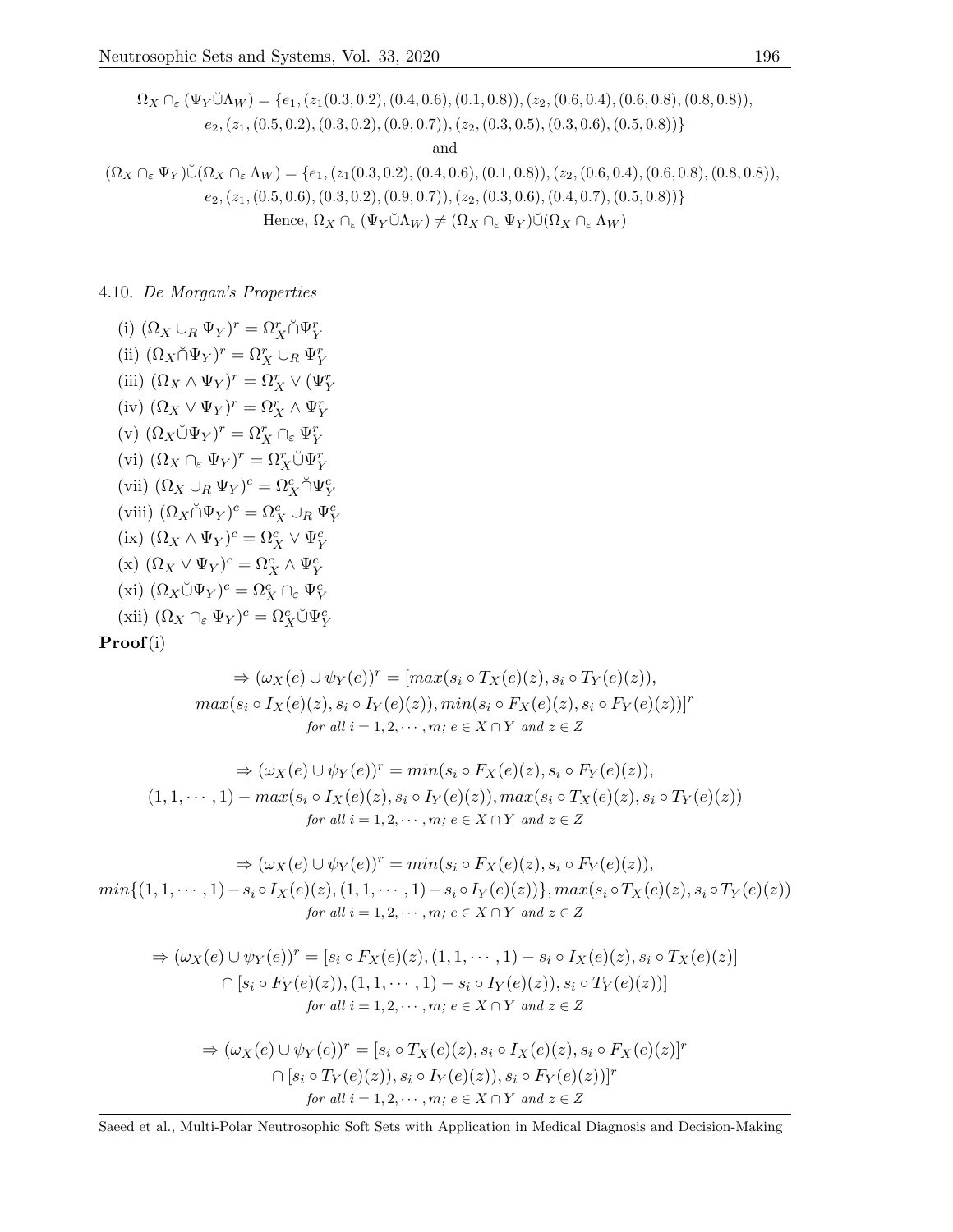$$\Omega_X \cap_\varepsilon (\Psi_Y \breve{\cup} \Lambda_W) = \{e_1, (z_1(0.3, 0.2), (0.4, 0.6), (0.1, 0.8)), (z_2, (0.6, 0.4), (0.6, 0.8), (0.8, 0.8)),$$
$$e_2, (z_1, (0.5, 0.2), (0.3, 0.2), (0.9, 0.7)), (z_2, (0.3, 0.5), (0.3, 0.6), (0.5, 0.8))\}$$

and

$$(\Omega_X \cap_\varepsilon \Psi_Y) \breve{\cup} (\Omega_X \cap_\varepsilon \Lambda_W) = \{e_1, (z_1(0.3, 0.2), (0.4, 0.6), (0.1, 0.8)), (z_2, (0.6, 0.4), (0.6, 0.8), (0.8, 0.8)),$$
$$e_2, (z_1, (0.5, 0.6), (0.3, 0.2), (0.9, 0.7)), (z_2, (0.3, 0.6), (0.4, 0.7), (0.5, 0.8))\}$$

Hence, $\Omega_X \cap_\varepsilon (\Psi_Y \breve{\cup} \Lambda_W) \neq (\Omega_X \cap_\varepsilon \Psi_Y) \breve{\cup} (\Omega_X \cap_\varepsilon \Lambda_W)$

4.10. *De Morgan's Properties*

(i) $(\Omega_X \cup_R \Psi_Y)^r = \Omega_X^r \breve{\cap} \Psi_Y^r$
(ii) $(\Omega_X \breve{\cap} \Psi_Y)^r = \Omega_X^r \cup_R \Psi_Y^r$
(iii) $(\Omega_X \wedge \Psi_Y)^r = \Omega_X^r \vee (\Psi_Y^r$
(iv) $(\Omega_X \vee \Psi_Y)^r = \Omega_X^r \wedge \Psi_Y^r$
(v) $(\Omega_X \breve{\cup} \Psi_Y)^r = \Omega_X^r \cap_\varepsilon \Psi_Y^r$
(vi) $(\Omega_X \cap_\varepsilon \Psi_Y)^r = \Omega_X^r \breve{\cup} \Psi_Y^r$
(vii) $(\Omega_X \cup_R \Psi_Y)^c = \Omega_X^c \breve{\cap} \Psi_Y^c$
(viii) $(\Omega_X \breve{\cap} \Psi_Y)^c = \Omega_X^c \cup_R \Psi_Y^c$
(ix) $(\Omega_X \wedge \Psi_Y)^c = \Omega_X^c \vee \Psi_Y^c$
(x) $(\Omega_X \vee \Psi_Y)^c = \Omega_X^c \wedge \Psi_Y^c$
(xi) $(\Omega_X \breve{\cup} \Psi_Y)^c = \Omega_X^c \cap_\varepsilon \Psi_Y^c$
(xii) $(\Omega_X \cap_\varepsilon \Psi_Y)^c = \Omega_X^c \breve{\cup} \Psi_Y^c$

**Proof**(i)

$$\Rightarrow (\omega_X(e) \cup \psi_Y(e))^r = [max(s_i \circ T_X(e)(z), s_i \circ T_Y(e)(z)),$$
$$max(s_i \circ I_X(e)(z), s_i \circ I_Y(e)(z)), min(s_i \circ F_X(e)(z), s_i \circ F_Y(e)(z))]^r$$
$$for\ all\ i = 1, 2, \cdots, m;\ e \in X \cap Y\ and\ z \in Z$$

$$\Rightarrow (\omega_X(e) \cup \psi_Y(e))^r = min(s_i \circ F_X(e)(z), s_i \circ F_Y(e)(z)),$$
$$(1, 1, \cdots, 1) - max(s_i \circ I_X(e)(z), s_i \circ I_Y(e)(z)), max(s_i \circ T_X(e)(z), s_i \circ T_Y(e)(z))$$
$$for\ all\ i = 1, 2, \cdots, m;\ e \in X \cap Y\ and\ z \in Z$$

$$\Rightarrow (\omega_X(e) \cup \psi_Y(e))^r = min(s_i \circ F_X(e)(z), s_i \circ F_Y(e)(z)),$$
$$min\{(1, 1, \cdots, 1) - s_i \circ I_X(e)(z), (1, 1, \cdots, 1) - s_i \circ I_Y(e)(z))\}, max(s_i \circ T_X(e)(z), s_i \circ T_Y(e)(z))$$
$$for\ all\ i = 1, 2, \cdots, m;\ e \in X \cap Y\ and\ z \in Z$$

$$\Rightarrow (\omega_X(e) \cup \psi_Y(e))^r = [s_i \circ F_X(e)(z), (1, 1, \cdots, 1) - s_i \circ I_X(e)(z), s_i \circ T_X(e)(z)]$$
$$\cap [s_i \circ F_Y(e)(z)), (1, 1, \cdots, 1) - s_i \circ I_Y(e)(z)), s_i \circ T_Y(e)(z))]$$
$$for\ all\ i = 1, 2, \cdots, m;\ e \in X \cap Y\ and\ z \in Z$$

$$\Rightarrow (\omega_X(e) \cup \psi_Y(e))^r = [s_i \circ T_X(e)(z), s_i \circ I_X(e)(z), s_i \circ F_X(e)(z)]^r$$
$$\cap [s_i \circ T_Y(e)(z)), s_i \circ I_Y(e)(z)), s_i \circ F_Y(e)(z))]^r$$
$$for\ all\ i = 1, 2, \cdots, m;\ e \in X \cap Y\ and\ z \in Z$$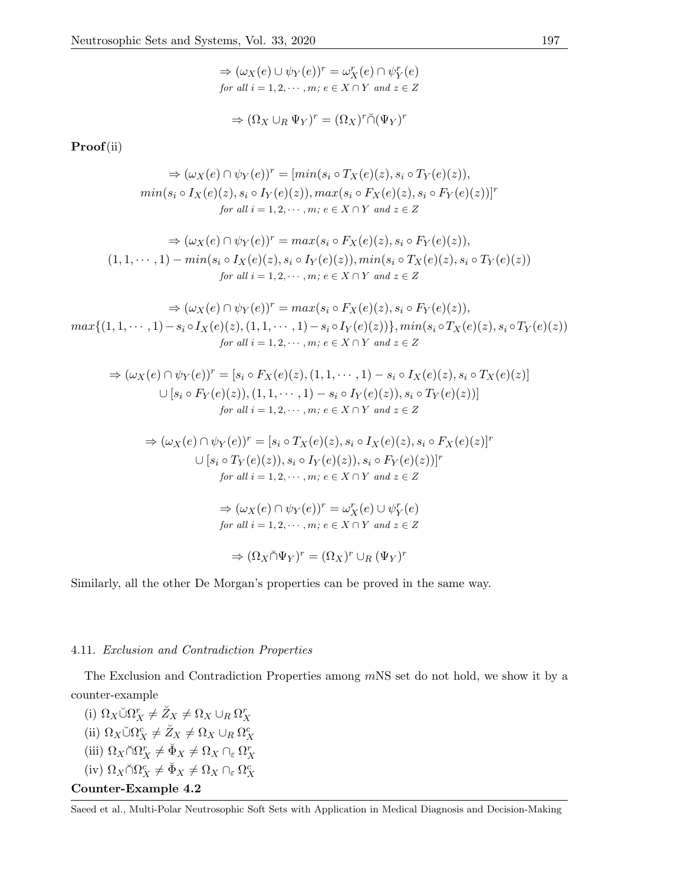$$\Rightarrow (\omega_X(e) \cup \psi_Y(e))^r = \omega_X^r(e) \cap \psi_Y^r(e)$$
$$\text{for all } i = 1, 2, \cdots, m; \ e \in X \cap Y \text{ and } z \in Z$$

$$\Rightarrow (\Omega_X \cup_R \Psi_Y)^r = (\Omega_X)^r \breve{\cap} (\Psi_Y)^r$$

**Proof**(ii)

$$\Rightarrow (\omega_X(e) \cap \psi_Y(e))^r = [min(s_i \circ T_X(e)(z), s_i \circ T_Y(e)(z)),$$
$$min(s_i \circ I_X(e)(z), s_i \circ I_Y(e)(z)), max(s_i \circ F_X(e)(z), s_i \circ F_Y(e)(z))]^r$$
$$\text{for all } i = 1, 2, \cdots, m; \ e \in X \cap Y \text{ and } z \in Z$$

$$\Rightarrow (\omega_X(e) \cap \psi_Y(e))^r = max(s_i \circ F_X(e)(z), s_i \circ F_Y(e)(z)),$$
$$(1, 1, \cdots, 1) - min(s_i \circ I_X(e)(z), s_i \circ I_Y(e)(z)), min(s_i \circ T_X(e)(z), s_i \circ T_Y(e)(z))$$
$$\text{for all } i = 1, 2, \cdots, m; \ e \in X \cap Y \text{ and } z \in Z$$

$$\Rightarrow (\omega_X(e) \cap \psi_Y(e))^r = max(s_i \circ F_X(e)(z), s_i \circ F_Y(e)(z)),$$
$$max\{(1, 1, \cdots, 1) - s_i \circ I_X(e)(z), (1, 1, \cdots, 1) - s_i \circ I_Y(e)(z))\}, min(s_i \circ T_X(e)(z), s_i \circ T_Y(e)(z))$$
$$\text{for all } i = 1, 2, \cdots, m; \ e \in X \cap Y \text{ and } z \in Z$$

$$\Rightarrow (\omega_X(e) \cap \psi_Y(e))^r = [s_i \circ F_X(e)(z), (1, 1, \cdots, 1) - s_i \circ I_X(e)(z), s_i \circ T_X(e)(z)]$$
$$\cup [s_i \circ F_Y(e)(z)), (1, 1, \cdots, 1) - s_i \circ I_Y(e)(z)), s_i \circ T_Y(e)(z))]$$
$$\text{for all } i = 1, 2, \cdots, m; \ e \in X \cap Y \text{ and } z \in Z$$

$$\Rightarrow (\omega_X(e) \cap \psi_Y(e))^r = [s_i \circ T_X(e)(z), s_i \circ I_X(e)(z), s_i \circ F_X(e)(z)]^r$$
$$\cup [s_i \circ T_Y(e)(z)), s_i \circ I_Y(e)(z)), s_i \circ F_Y(e)(z))]^r$$
$$\text{for all } i = 1, 2, \cdots, m; \ e \in X \cap Y \text{ and } z \in Z$$

$$\Rightarrow (\omega_X(e) \cap \psi_Y(e))^r = \omega_X^r(e) \cup \psi_Y^r(e)$$
$$\text{for all } i = 1, 2, \cdots, m; \ e \in X \cap Y \text{ and } z \in Z$$

$$\Rightarrow (\Omega_X \breve{\cap} \Psi_Y)^r = (\Omega_X)^r \cup_R (\Psi_Y)^r$$

Similarly, all the other De Morgan's properties can be proved in the same way.

#### 4.11. *Exclusion and Contradiction Properties*

The Exclusion and Contradiction Properties among $m$NS set do not hold, we show it by a counter-example

(i) $\Omega_X \breve{\cup} \Omega_X^r \neq \breve{Z}_X \neq \Omega_X \cup_R \Omega_X^r$

(ii) $\Omega_X \breve{\cup} \Omega_X^c \neq \breve{Z}_X \neq \Omega_X \cup_R \Omega_X^c$

(iii) $\Omega_X \breve{\cap} \Omega_X^r \neq \breve{\Phi}_X \neq \Omega_X \cap_\varepsilon \Omega_X^r$

(iv) $\Omega_X \breve{\cap} \Omega_X^c \neq \breve{\Phi}_X \neq \Omega_X \cap_\varepsilon \Omega_X^c$

**Counter-Example 4.2**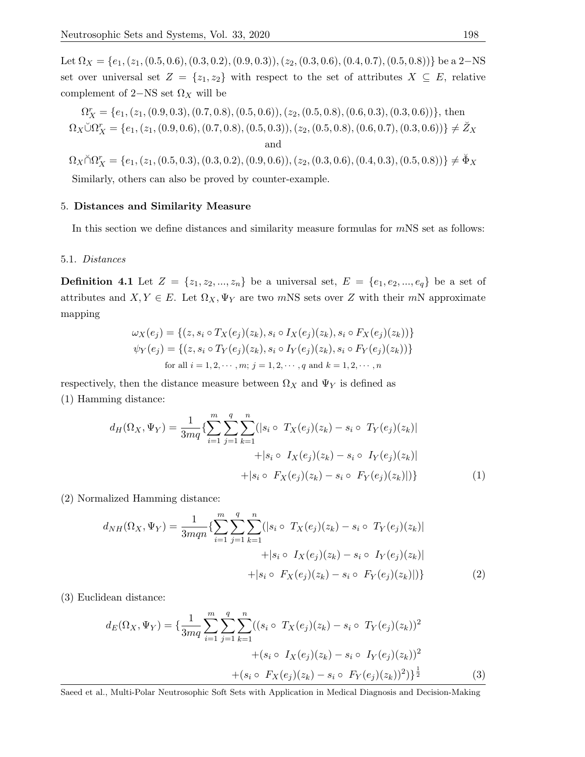Let $\Omega_X = \{e_1, (z_1, (0.5, 0.6), (0.3, 0.2), (0.9, 0.3)), (z_2, (0.3, 0.6), (0.4, 0.7), (0.5, 0.8))\}$ be a 2−NS set over universal set $Z = \{z_1, z_2\}$ with respect to the set of attributes $X \subseteq E$, relative complement of 2−NS set $\Omega_X$ will be

$$\Omega_X^r = \{e_1, (z_1, (0.9, 0.3), (0.7, 0.8), (0.5, 0.6)), (z_2, (0.5, 0.8), (0.6, 0.3), (0.3, 0.6))\}, \text{ then}$$

$$\Omega_X \breve{\cup} \Omega_X^r = \{e_1, (z_1, (0.9, 0.6), (0.7, 0.8), (0.5, 0.3)), (z_2, (0.5, 0.8), (0.6, 0.7), (0.3, 0.6))\} \neq \breve{Z}_X$$

and

$$\Omega_X \breve{\cap} \Omega_X^r = \{e_1, (z_1, (0.5, 0.3), (0.3, 0.2), (0.9, 0.6)), (z_2, (0.3, 0.6), (0.4, 0.3), (0.5, 0.8))\} \neq \breve{\Phi}_X$$

Similarly, others can also be proved by counter-example.

## 5. Distances and Similarity Measure

In this section we define distances and similarity measure formulas for $m$NS set as follows:

### 5.1. *Distances*

**Definition 4.1** Let $Z = \{z_1, z_2, ..., z_n\}$ be a universal set, $E = \{e_1, e_2, ..., e_q\}$ be a set of attributes and $X, Y \in E$. Let $\Omega_X, \Psi_Y$ are two $m$NS sets over $Z$ with their $m$N approximate mapping

$$\omega_X(e_j) = \{(z, s_i \circ T_X(e_j)(z_k), s_i \circ I_X(e_j)(z_k), s_i \circ F_X(e_j)(z_k))\}$$
$$\psi_Y(e_j) = \{(z, s_i \circ T_Y(e_j)(z_k), s_i \circ I_Y(e_j)(z_k), s_i \circ F_Y(e_j)(z_k))\}$$
$$\text{for all } i = 1, 2, \cdots, m;\ j = 1, 2, \cdots, q \text{ and } k = 1, 2, \cdots, n$$

respectively, then the distance measure between $\Omega_X$ and $\Psi_Y$ is defined as

(1) Hamming distance:

$$d_H(\Omega_X, \Psi_Y) = \frac{1}{3mq}\{\sum_{i=1}^{m}\sum_{j=1}^{q}\sum_{k=1}^{n}(|s_i \circ\ T_X(e_j)(z_k) - s_i \circ\ T_Y(e_j)(z_k)| + |s_i \circ\ I_X(e_j)(z_k) - s_i \circ\ I_Y(e_j)(z_k)| + |s_i \circ\ F_X(e_j)(z_k) - s_i \circ\ F_Y(e_j)(z_k)|)\} \quad (1)$$

(2) Normalized Hamming distance:

$$d_{NH}(\Omega_X, \Psi_Y) = \frac{1}{3mqn}\{\sum_{i=1}^{m}\sum_{j=1}^{q}\sum_{k=1}^{n}(|s_i \circ\ T_X(e_j)(z_k) - s_i \circ\ T_Y(e_j)(z_k)| + |s_i \circ\ I_X(e_j)(z_k) - s_i \circ\ I_Y(e_j)(z_k)| + |s_i \circ\ F_X(e_j)(z_k) - s_i \circ\ F_Y(e_j)(z_k)|)\} \quad (2)$$

(3) Euclidean distance:

$$d_E(\Omega_X, \Psi_Y) = \{\frac{1}{3mq}\sum_{i=1}^{m}\sum_{j=1}^{q}\sum_{k=1}^{n}((s_i \circ\ T_X(e_j)(z_k) - s_i \circ\ T_Y(e_j)(z_k))^2 + (s_i \circ\ I_X(e_j)(z_k) - s_i \circ\ I_Y(e_j)(z_k))^2 + (s_i \circ\ F_X(e_j)(z_k) - s_i \circ\ F_Y(e_j)(z_k))^2)\}^{\frac{1}{2}} \quad (3)$$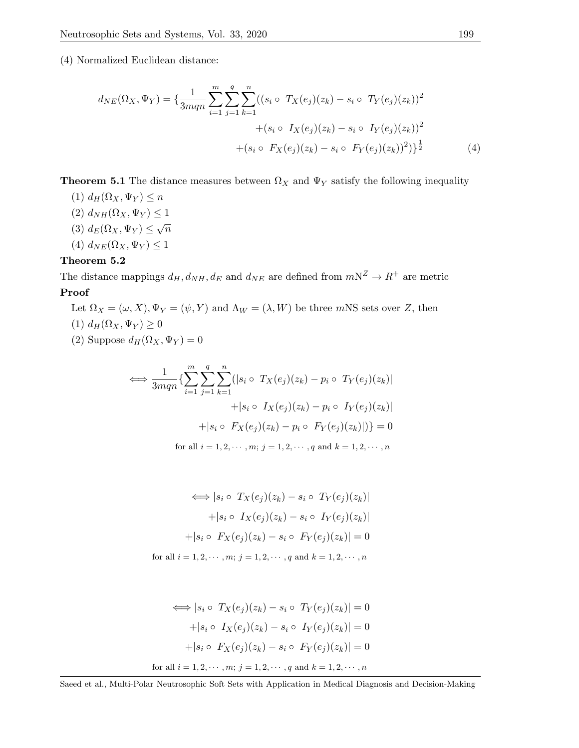(4) Normalized Euclidean distance:

$$d_{NE}(\Omega_X, \Psi_Y) = \{\frac{1}{3mqn}\sum_{i=1}^{m}\sum_{j=1}^{q}\sum_{k=1}^{n}((s_i \circ\ T_X(e_j)(z_k) - s_i \circ\ T_Y(e_j)(z_k))^2$$
$$+(s_i \circ\ I_X(e_j)(z_k) - s_i \circ\ I_Y(e_j)(z_k))^2$$
$$+(s_i \circ\ F_X(e_j)(z_k) - s_i \circ\ F_Y(e_j)(z_k))^2)\}^{\frac{1}{2}} \tag{4}$$

**Theorem 5.1** The distance measures between $\Omega_X$ and $\Psi_Y$ satisfy the following inequality

(1) $d_H(\Omega_X, \Psi_Y) \leq n$

(2) $d_{NH}(\Omega_X, \Psi_Y) \leq 1$

(3) $d_E(\Omega_X, \Psi_Y) \leq \sqrt{n}$

(4) $d_{NE}(\Omega_X, \Psi_Y) \leq 1$

**Theorem 5.2**

The distance mappings $d_H, d_{NH}, d_E$ and $d_{NE}$ are defined from $m\mathrm{N}^Z \to R^+$ are metric

**Proof**

Let $\Omega_X = (\omega, X), \Psi_Y = (\psi, Y)$ and $\Lambda_W = (\lambda, W)$ be three $m$NS sets over $Z$, then

(1) $d_H(\Omega_X, \Psi_Y) \geq 0$

(2) Suppose $d_H(\Omega_X, \Psi_Y) = 0$

$$\iff \frac{1}{3mqn}\{\sum_{i=1}^{m}\sum_{j=1}^{q}\sum_{k=1}^{n}(|s_i \circ\ T_X(e_j)(z_k) - p_i \circ\ T_Y(e_j)(z_k)|$$
$$+|s_i \circ\ I_X(e_j)(z_k) - p_i \circ\ I_Y(e_j)(z_k)|$$
$$+|s_i \circ\ F_X(e_j)(z_k) - p_i \circ\ F_Y(e_j)(z_k)|)\} = 0$$
for all $i = 1, 2, \cdots, m$; $j = 1, 2, \cdots, q$ and $k = 1, 2, \cdots, n$

$$\iff |s_i \circ\ T_X(e_j)(z_k) - s_i \circ\ T_Y(e_j)(z_k)|$$
$$+|s_i \circ\ I_X(e_j)(z_k) - s_i \circ\ I_Y(e_j)(z_k)|$$
$$+|s_i \circ\ F_X(e_j)(z_k) - s_i \circ\ F_Y(e_j)(z_k)| = 0$$
for all $i = 1, 2, \cdots, m$; $j = 1, 2, \cdots, q$ and $k = 1, 2, \cdots, n$

$$\iff |s_i \circ\ T_X(e_j)(z_k) - s_i \circ\ T_Y(e_j)(z_k)| = 0$$
$$+|s_i \circ\ I_X(e_j)(z_k) - s_i \circ\ I_Y(e_j)(z_k)| = 0$$
$$+|s_i \circ\ F_X(e_j)(z_k) - s_i \circ\ F_Y(e_j)(z_k)| = 0$$
for all $i = 1, 2, \cdots, m$; $j = 1, 2, \cdots, q$ and $k = 1, 2, \cdots, n$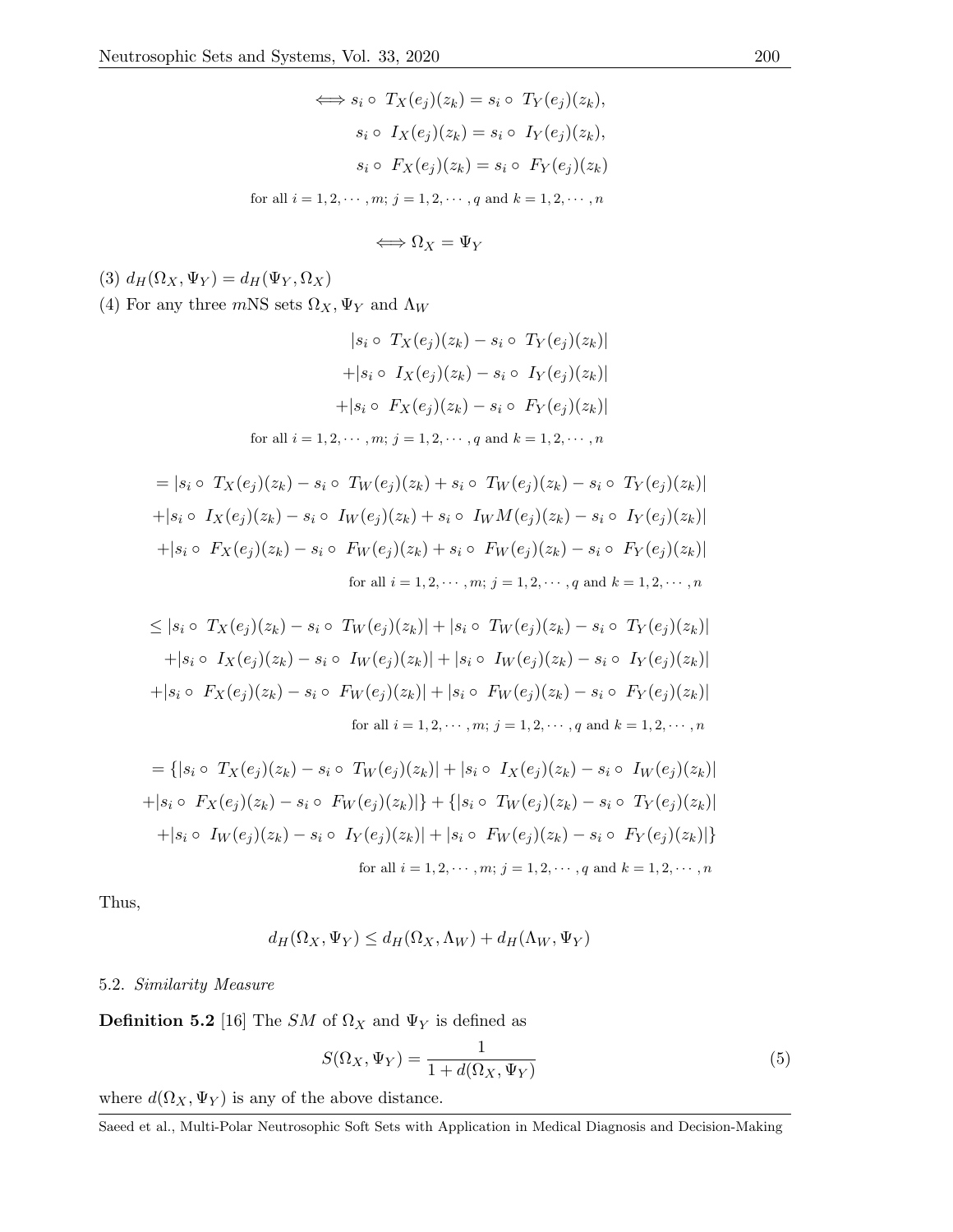$$\iff s_i \circ\ T_X(e_j)(z_k) = s_i \circ\ T_Y(e_j)(z_k),$$
$$s_i \circ\ I_X(e_j)(z_k) = s_i \circ\ I_Y(e_j)(z_k),$$
$$s_i \circ\ F_X(e_j)(z_k) = s_i \circ\ F_Y(e_j)(z_k)$$
$$\text{for all } i = 1, 2, \cdots, m;\ j = 1, 2, \cdots, q \text{ and } k = 1, 2, \cdots, n$$

$$\iff \Omega_X = \Psi_Y$$

(3) $d_H(\Omega_X, \Psi_Y) = d_H(\Psi_Y, \Omega_X)$

(4) For any three $m$NS sets $\Omega_X, \Psi_Y$ and $\Lambda_W$

$$|s_i \circ\ T_X(e_j)(z_k) - s_i \circ\ T_Y(e_j)(z_k)|$$
$$+|s_i \circ\ I_X(e_j)(z_k) - s_i \circ\ I_Y(e_j)(z_k)|$$
$$+|s_i \circ\ F_X(e_j)(z_k) - s_i \circ\ F_Y(e_j)(z_k)|$$
$$\text{for all } i = 1, 2, \cdots, m;\ j = 1, 2, \cdots, q \text{ and } k = 1, 2, \cdots, n$$

$$= |s_i \circ\ T_X(e_j)(z_k) - s_i \circ\ T_W(e_j)(z_k) + s_i \circ\ T_W(e_j)(z_k) - s_i \circ\ T_Y(e_j)(z_k)|$$
$$+|s_i \circ\ I_X(e_j)(z_k) - s_i \circ\ I_W(e_j)(z_k) + s_i \circ\ I_W M(e_j)(z_k) - s_i \circ\ I_Y(e_j)(z_k)|$$
$$+|s_i \circ\ F_X(e_j)(z_k) - s_i \circ\ F_W(e_j)(z_k) + s_i \circ\ F_W(e_j)(z_k) - s_i \circ\ F_Y(e_j)(z_k)|$$
$$\text{for all } i = 1, 2, \cdots, m;\ j = 1, 2, \cdots, q \text{ and } k = 1, 2, \cdots, n$$

$$\leq |s_i \circ\ T_X(e_j)(z_k) - s_i \circ\ T_W(e_j)(z_k)| + |s_i \circ\ T_W(e_j)(z_k) - s_i \circ\ T_Y(e_j)(z_k)|$$
$$+|s_i \circ\ I_X(e_j)(z_k) - s_i \circ\ I_W(e_j)(z_k)| + |s_i \circ\ I_W(e_j)(z_k) - s_i \circ\ I_Y(e_j)(z_k)|$$
$$+|s_i \circ\ F_X(e_j)(z_k) - s_i \circ\ F_W(e_j)(z_k)| + |s_i \circ\ F_W(e_j)(z_k) - s_i \circ\ F_Y(e_j)(z_k)|$$
$$\text{for all } i = 1, 2, \cdots, m;\ j = 1, 2, \cdots, q \text{ and } k = 1, 2, \cdots, n$$

$$= \{|s_i \circ\ T_X(e_j)(z_k) - s_i \circ\ T_W(e_j)(z_k)| + |s_i \circ\ I_X(e_j)(z_k) - s_i \circ\ I_W(e_j)(z_k)|$$
$$+|s_i \circ\ F_X(e_j)(z_k) - s_i \circ\ F_W(e_j)(z_k)|\} + \{|s_i \circ\ T_W(e_j)(z_k) - s_i \circ\ T_Y(e_j)(z_k)|$$
$$+|s_i \circ\ I_W(e_j)(z_k) - s_i \circ\ I_Y(e_j)(z_k)| + |s_i \circ\ F_W(e_j)(z_k) - s_i \circ\ F_Y(e_j)(z_k)|\}$$
$$\text{for all } i = 1, 2, \cdots, m;\ j = 1, 2, \cdots, q \text{ and } k = 1, 2, \cdots, n$$

Thus,

$$d_H(\Omega_X, \Psi_Y) \leq d_H(\Omega_X, \Lambda_W) + d_H(\Lambda_W, \Psi_Y)$$

5.2. *Similarity Measure*

**Definition 5.2** [16] The $SM$ of $\Omega_X$ and $\Psi_Y$ is defined as

$$S(\Omega_X, \Psi_Y) = \frac{1}{1 + d(\Omega_X, \Psi_Y)} \tag{5}$$

where $d(\Omega_X, \Psi_Y)$ is any of the above distance.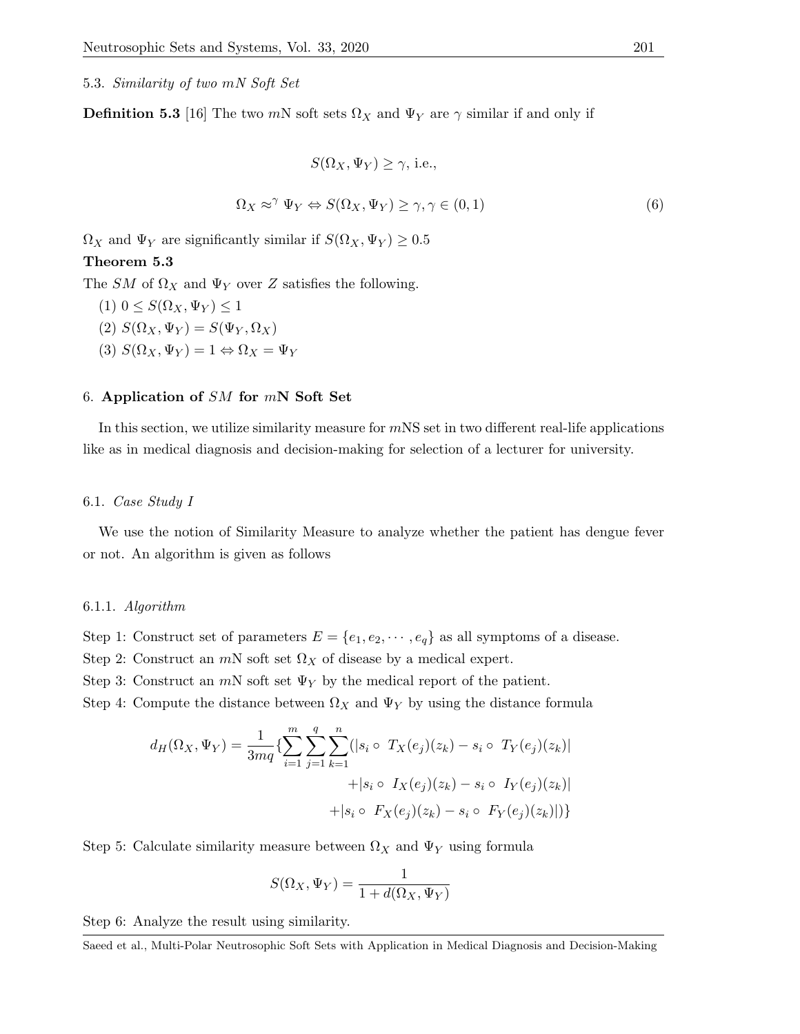### 5.3. *Similarity of two mN Soft Set*

**Definition 5.3** [16] The two $m$N soft sets $\Omega_X$ and $\Psi_Y$ are $\gamma$ similar if and only if

$$S(\Omega_X, \Psi_Y) \geq \gamma, \text{ i.e.,}$$

$$\Omega_X \approx^{\gamma} \Psi_Y \Leftrightarrow S(\Omega_X, \Psi_Y) \geq \gamma, \gamma \in (0, 1) \tag{6}$$

$\Omega_X$ and $\Psi_Y$ are significantly similar if $S(\Omega_X, \Psi_Y) \geq 0.5$

**Theorem 5.3**

The $SM$ of $\Omega_X$ and $\Psi_Y$ over $Z$ satisfies the following.

(1) $0 \leq S(\Omega_X, \Psi_Y) \leq 1$

(2) $S(\Omega_X, \Psi_Y) = S(\Psi_Y, \Omega_X)$

(3) $S(\Omega_X, \Psi_Y) = 1 \Leftrightarrow \Omega_X = \Psi_Y$

## 6. **Application of $SM$ for $m$N Soft Set**

In this section, we utilize similarity measure for $m$NS set in two different real-life applications like as in medical diagnosis and decision-making for selection of a lecturer for university.

### 6.1. *Case Study I*

We use the notion of Similarity Measure to analyze whether the patient has dengue fever or not. An algorithm is given as follows

#### 6.1.1. *Algorithm*

Step 1: Construct set of parameters $E = \{e_1, e_2, \cdots, e_q\}$ as all symptoms of a disease.

Step 2: Construct an $m$N soft set $\Omega_X$ of disease by a medical expert.

Step 3: Construct an $m$N soft set $\Psi_Y$ by the medical report of the patient.

Step 4: Compute the distance between $\Omega_X$ and $\Psi_Y$ by using the distance formula

$$\begin{aligned} d_H(\Omega_X, \Psi_Y) = \frac{1}{3mq}\{\sum_{i=1}^{m}\sum_{j=1}^{q}\sum_{k=1}^{n}(&|s_i \circ\ T_X(e_j)(z_k) - s_i \circ\ T_Y(e_j)(z_k)| \\ &+|s_i \circ\ I_X(e_j)(z_k) - s_i \circ\ I_Y(e_j)(z_k)| \\ &+|s_i \circ\ F_X(e_j)(z_k) - s_i \circ\ F_Y(e_j)(z_k)|)\} \end{aligned}$$

Step 5: Calculate similarity measure between $\Omega_X$ and $\Psi_Y$ using formula

$$S(\Omega_X, \Psi_Y) = \frac{1}{1 + d(\Omega_X, \Psi_Y)}$$

Step 6: Analyze the result using similarity.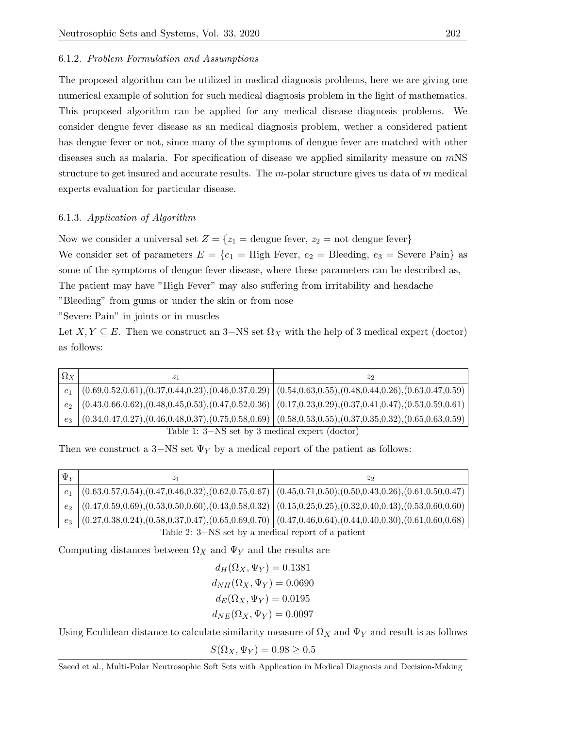#### 6.1.2. *Problem Formulation and Assumptions*

The proposed algorithm can be utilized in medical diagnosis problems, here we are giving one numerical example of solution for such medical diagnosis problem in the light of mathematics. This proposed algorithm can be applied for any medical disease diagnosis problems. We consider dengue fever disease as an medical diagnosis problem, wether a considered patient has dengue fever or not, since many of the symptoms of dengue fever are matched with other diseases such as malaria. For specification of disease we applied similarity measure on $m$NS structure to get insured and accurate results. The $m$-polar structure gives us data of $m$ medical experts evaluation for particular disease.

#### 6.1.3. *Application of Algorithm*

Now we consider a universal set $Z = \{z_1 = \text{dengue fever},\ z_2 = \text{not dengue fever}\}$

We consider set of parameters $E = \{e_1 = \text{High Fever},\ e_2 = \text{Bleeding},\ e_3 = \text{Severe Pain}\}$ as some of the symptoms of dengue fever disease, where these parameters can be described as,

The patient may have "High Fever" may also suffering from irritability and headache

"Bleeding" from gums or under the skin or from nose

"Severe Pain" in joints or in muscles

Let $X, Y \subseteq E$. Then we construct an $3-$NS set $\Omega_X$ with the help of 3 medical expert (doctor) as follows:

| $\Omega_X$ | $z_1$ | $z_2$ |
|---|---|---|
| $e_1$ | (0.69,0.52,0.61),(0.37,0.44,0.23),(0.46,0.37,0.29) | (0.54,0.63,0.55),(0.48,0.44,0.26),(0.63,0.47,0.59) |
| $e_2$ | (0.43,0.66,0.62),(0.48,0.45,0.53),(0.47,0.52,0.36) | (0.17,0.23,0.29),(0.37,0.41,0.47),(0.53,0.59,0.61) |
| $e_3$ | (0.34,0.47,0.27),(0.46,0.48,0.37),(0.75,0.58,0.69) | (0.58,0.53,0.55),(0.37,0.35,0.32),(0.65,0.63,0.59) |

Table 1: $3-$NS set by 3 medical expert (doctor)

Then we construct a $3-$NS set $\Psi_Y$ by a medical report of the patient as follows:

| $\Psi_Y$ | $z_1$ | $z_2$ |
|---|---|---|
| $e_1$ | (0.63,0.57,0.54),(0.47,0.46,0.32),(0.62,0.75,0.67) | (0.45,0.71,0.50),(0.50,0.43,0.26),(0.61,0.50,0.47) |
| $e_2$ | (0.47,0.59,0.69),(0.53,0.50,0.60),(0.43,0.58,0.32) | (0.15,0.25,0.25),(0.32,0.40,0.43),(0.53,0.60,0.60) |
| $e_3$ | (0.27,0.38,0.24),(0.58,0.37,0.47),(0.65,0.69,0.70) | (0.47,0.46,0.64),(0.44,0.40,0.30),(0.61,0.60,0.68) |

Table 2: $3-$NS set by a medical report of a patient

Computing distances between $\Omega_X$ and $\Psi_Y$ and the results are

$$d_H(\Omega_X, \Psi_Y) = 0.1381$$

$$d_{NH}(\Omega_X, \Psi_Y) = 0.0690$$

$$d_E(\Omega_X, \Psi_Y) = 0.0195$$

$$d_{NE}(\Omega_X, \Psi_Y) = 0.0097$$

Using Eculidean distance to calculate similarity measure of $\Omega_X$ and $\Psi_Y$ and result is as follows

$$S(\Omega_X, \Psi_Y) = 0.98 \geq 0.5$$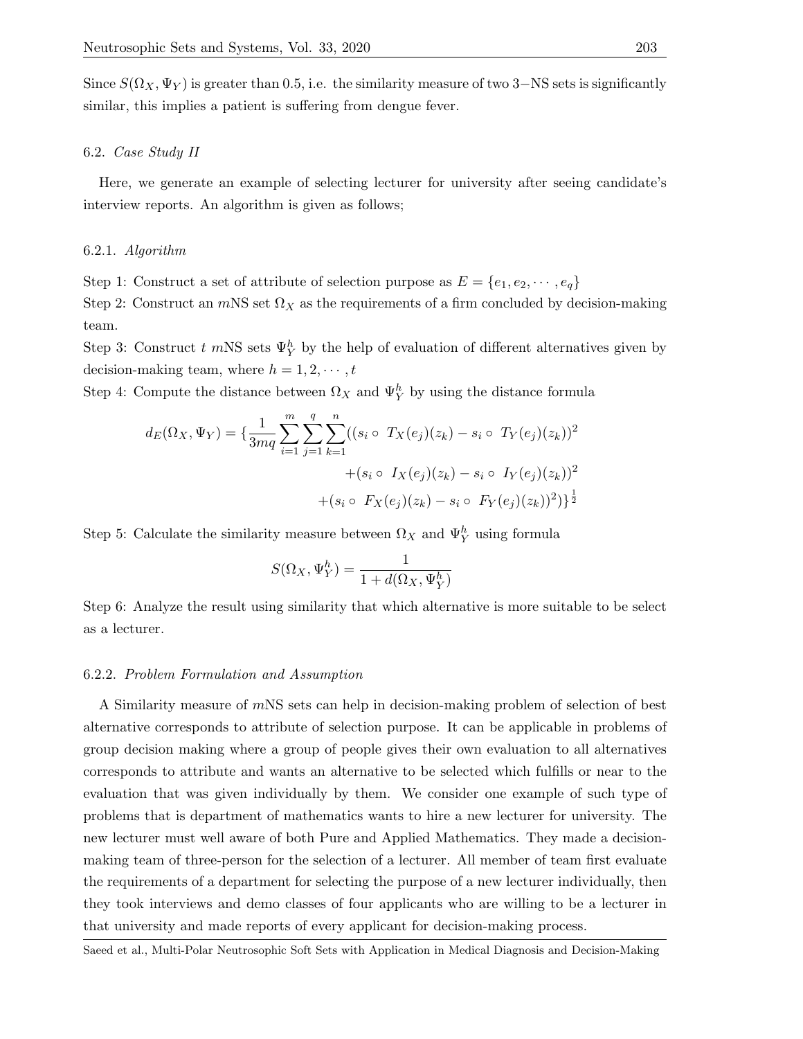Since $S(\Omega_X, \Psi_Y)$ is greater than 0.5, i.e. the similarity measure of two 3−NS sets is significantly similar, this implies a patient is suffering from dengue fever.

### 6.2. *Case Study II*

Here, we generate an example of selecting lecturer for university after seeing candidate's interview reports. An algorithm is given as follows;

#### 6.2.1. *Algorithm*

Step 1: Construct a set of attribute of selection purpose as $E = \{e_1, e_2, \cdots, e_q\}$

Step 2: Construct an $m$NS set $\Omega_X$ as the requirements of a firm concluded by decision-making team.

Step 3: Construct $t$ $m$NS sets $\Psi_Y^h$ by the help of evaluation of different alternatives given by decision-making team, where $h = 1, 2, \cdots, t$

Step 4: Compute the distance between $\Omega_X$ and $\Psi_Y^h$ by using the distance formula

$$
\begin{aligned}
d_E(\Omega_X, \Psi_Y) = \{\frac{1}{3mq}\sum_{i=1}^{m}\sum_{j=1}^{q}\sum_{k=1}^{n}((s_i \circ\ T_X(e_j)(z_k) - s_i \circ\ T_Y(e_j)(z_k))^2 \\
+(s_i \circ\ I_X(e_j)(z_k) - s_i \circ\ I_Y(e_j)(z_k))^2 \\
+(s_i \circ\ F_X(e_j)(z_k) - s_i \circ\ F_Y(e_j)(z_k))^2)\}^{\frac{1}{2}}
\end{aligned}
$$

Step 5: Calculate the similarity measure between $\Omega_X$ and $\Psi_Y^h$ using formula

$$
S(\Omega_X, \Psi_Y^h) = \frac{1}{1 + d(\Omega_X, \Psi_Y^h)}
$$

Step 6: Analyze the result using similarity that which alternative is more suitable to be select as a lecturer.

#### 6.2.2. *Problem Formulation and Assumption*

A Similarity measure of $m$NS sets can help in decision-making problem of selection of best alternative corresponds to attribute of selection purpose. It can be applicable in problems of group decision making where a group of people gives their own evaluation to all alternatives corresponds to attribute and wants an alternative to be selected which fulfills or near to the evaluation that was given individually by them. We consider one example of such type of problems that is department of mathematics wants to hire a new lecturer for university. The new lecturer must well aware of both Pure and Applied Mathematics. They made a decision-making team of three-person for the selection of a lecturer. All member of team first evaluate the requirements of a department for selecting the purpose of a new lecturer individually, then they took interviews and demo classes of four applicants who are willing to be a lecturer in that university and made reports of every applicant for decision-making process.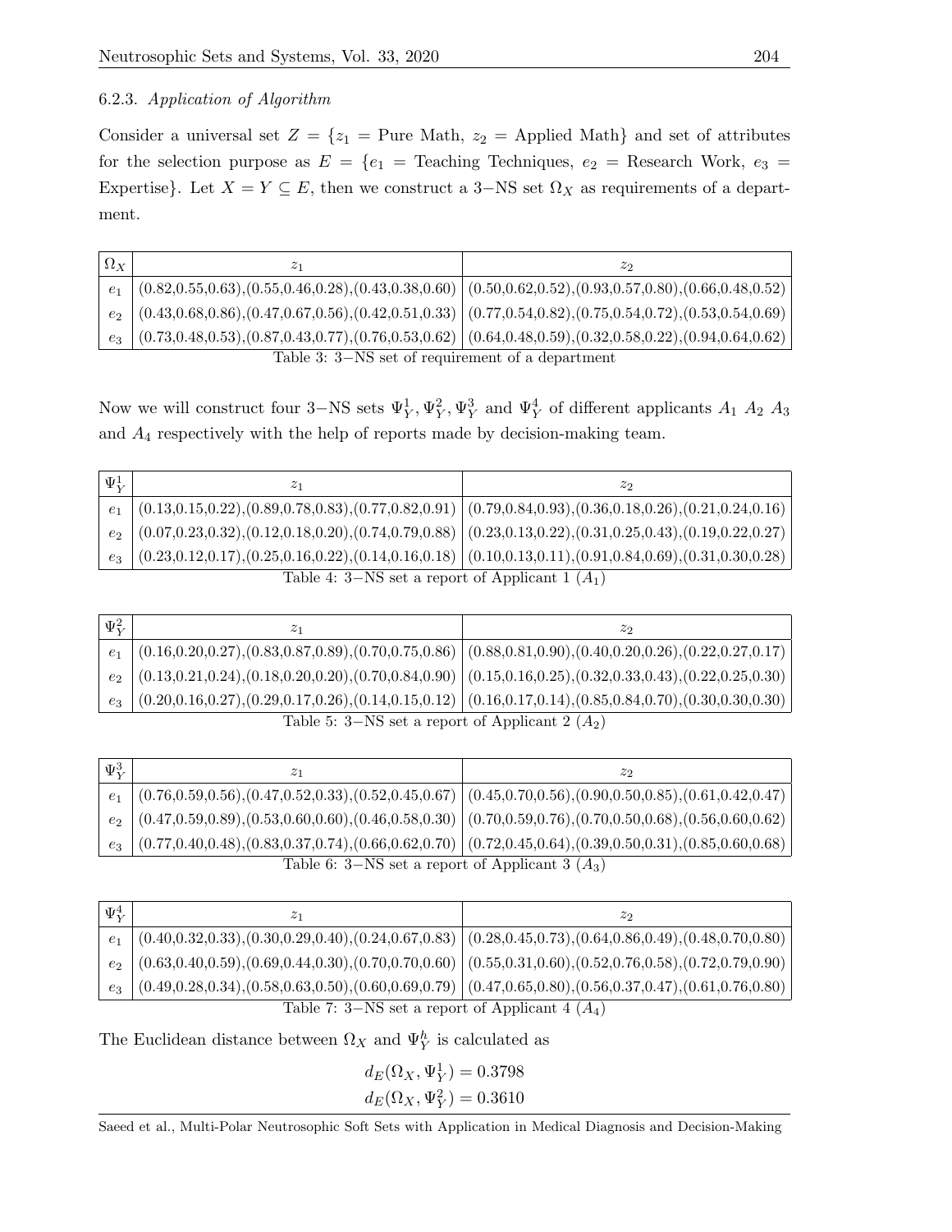#### 6.2.3. *Application of Algorithm*

Consider a universal set $Z = \{z_1 = \text{Pure Math}, z_2 = \text{Applied Math}\}$ and set of attributes for the selection purpose as $E = \{e_1 = \text{Teaching Techniques}, e_2 = \text{Research Work}, e_3 = \text{Expertise}\}$. Let $X = Y \subseteq E$, then we construct a $3-$NS set $\Omega_X$ as requirements of a department.

| $\Omega_X$ | $z_1$ | $z_2$ |
|---|---|---|
| $e_1$ | (0.82,0.55,0.63),(0.55,0.46,0.28),(0.43,0.38,0.60) | (0.50,0.62,0.52),(0.93,0.57,0.80),(0.66,0.48,0.52) |
| $e_2$ | (0.43,0.68,0.86),(0.47,0.67,0.56),(0.42,0.51,0.33) | (0.77,0.54,0.82),(0.75,0.54,0.72),(0.53,0.54,0.69) |
| $e_3$ | (0.73,0.48,0.53),(0.87,0.43,0.77),(0.76,0.53,0.62) | (0.64,0.48,0.59),(0.32,0.58,0.22),(0.94,0.64,0.62) |

Table 3: $3-$NS set of requirement of a department

Now we will construct four $3-$NS sets $\Psi^1_Y, \Psi^2_Y, \Psi^3_Y$ and $\Psi^4_Y$ of different applicants $A_1$ $A_2$ $A_3$ and $A_4$ respectively with the help of reports made by decision-making team.

| $\Psi^1_Y$ | $z_1$ | $z_2$ |
|---|---|---|
| $e_1$ | (0.13,0.15,0.22),(0.89,0.78,0.83),(0.77,0.82,0.91) | (0.79,0.84,0.93),(0.36,0.18,0.26),(0.21,0.24,0.16) |
| $e_2$ | (0.07,0.23,0.32),(0.12,0.18,0.20),(0.74,0.79,0.88) | (0.23,0.13,0.22),(0.31,0.25,0.43),(0.19,0.22,0.27) |
| $e_3$ | (0.23,0.12,0.17),(0.25,0.16,0.22),(0.14,0.16,0.18) | (0.10,0.13,0.11),(0.91,0.84,0.69),(0.31,0.30,0.28) |

Table 4: $3-$NS set a report of Applicant 1 ($A_1$)

| $\Psi^2_Y$ | $z_1$ | $z_2$ |
|---|---|---|
| $e_1$ | (0.16,0.20,0.27),(0.83,0.87,0.89),(0.70,0.75,0.86) | (0.88,0.81,0.90),(0.40,0.20,0.26),(0.22,0.27,0.17) |
| $e_2$ | (0.13,0.21,0.24),(0.18,0.20,0.20),(0.70,0.84,0.90) | (0.15,0.16,0.25),(0.32,0.33,0.43),(0.22,0.25,0.30) |
| $e_3$ | (0.20,0.16,0.27),(0.29,0.17,0.26),(0.14,0.15,0.12) | (0.16,0.17,0.14),(0.85,0.84,0.70),(0.30,0.30,0.30) |

Table 5: $3-$NS set a report of Applicant 2 ($A_2$)

| $\Psi^3_Y$ | $z_1$ | $z_2$ |
|---|---|---|
| $e_1$ | (0.76,0.59,0.56),(0.47,0.52,0.33),(0.52,0.45,0.67) | (0.45,0.70,0.56),(0.90,0.50,0.85),(0.61,0.42,0.47) |
| $e_2$ | (0.47,0.59,0.89),(0.53,0.60,0.60),(0.46,0.58,0.30) | (0.70,0.59,0.76),(0.70,0.50,0.68),(0.56,0.60,0.62) |
| $e_3$ | (0.77,0.40,0.48),(0.83,0.37,0.74),(0.66,0.62,0.70) | (0.72,0.45,0.64),(0.39,0.50,0.31),(0.85,0.60,0.68) |

Table 6: $3-$NS set a report of Applicant 3 ($A_3$)

| $\Psi^4_Y$ | $z_1$ | $z_2$ |
|---|---|---|
| $e_1$ | (0.40,0.32,0.33),(0.30,0.29,0.40),(0.24,0.67,0.83) | (0.28,0.45,0.73),(0.64,0.86,0.49),(0.48,0.70,0.80) |
| $e_2$ | (0.63,0.40,0.59),(0.69,0.44,0.30),(0.70,0.70,0.60) | (0.55,0.31,0.60),(0.52,0.76,0.58),(0.72,0.79,0.90) |
| $e_3$ | (0.49,0.28,0.34),(0.58,0.63,0.50),(0.60,0.69,0.79) | (0.47,0.65,0.80),(0.56,0.37,0.47),(0.61,0.76,0.80) |

Table 7: $3-$NS set a report of Applicant 4 ($A_4$)

The Euclidean distance between $\Omega_X$ and $\Psi^h_Y$ is calculated as

$$d_E(\Omega_X, \Psi^1_Y) = 0.3798$$
$$d_E(\Omega_X, \Psi^2_Y) = 0.3610$$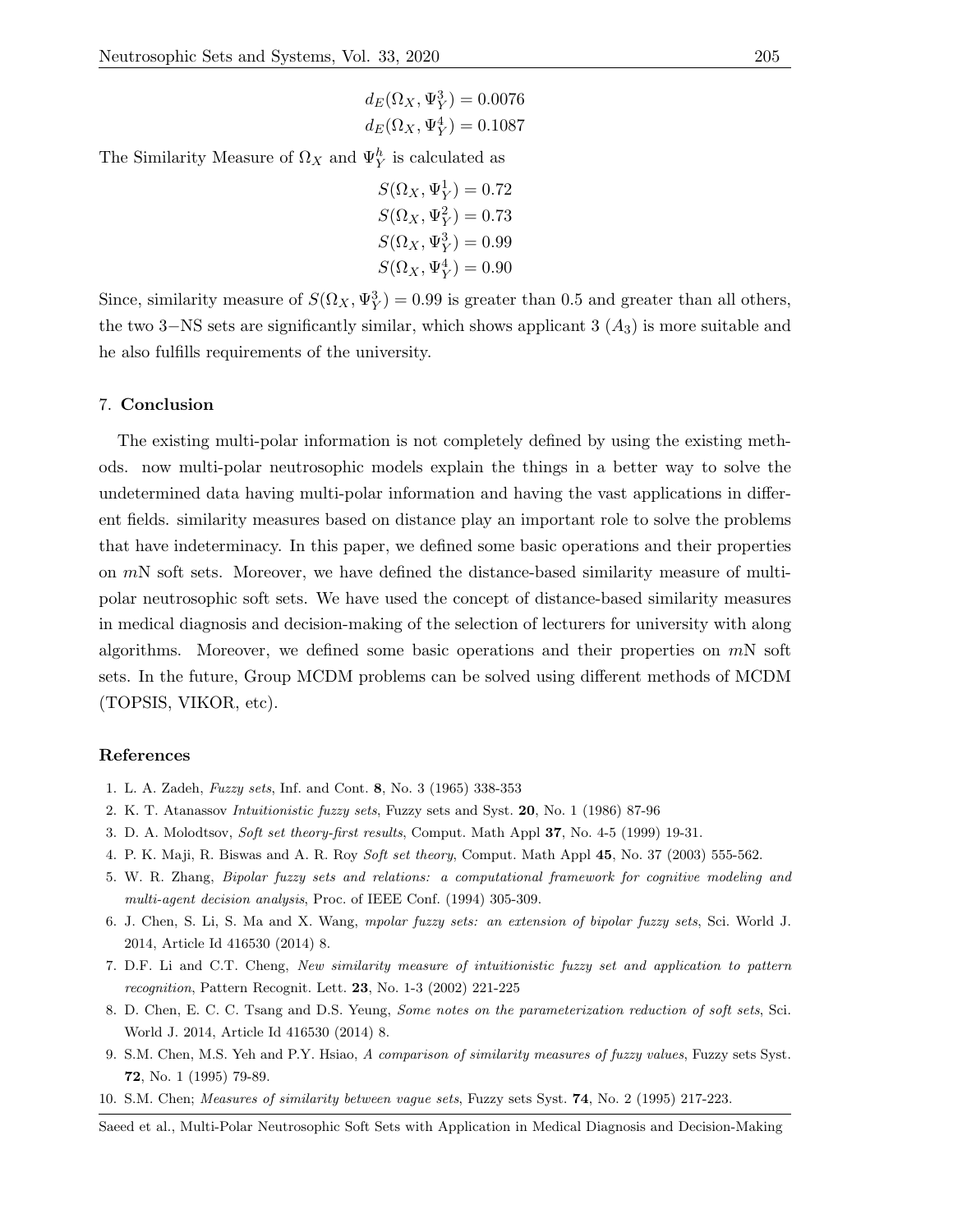$$d_E(\Omega_X, \Psi_Y^3) = 0.0076$$
$$d_E(\Omega_X, \Psi_Y^4) = 0.1087$$

The Similarity Measure of $\Omega_X$ and $\Psi_Y^h$ is calculated as

$$S(\Omega_X, \Psi_Y^1) = 0.72$$
$$S(\Omega_X, \Psi_Y^2) = 0.73$$
$$S(\Omega_X, \Psi_Y^3) = 0.99$$
$$S(\Omega_X, \Psi_Y^4) = 0.90$$

Since, similarity measure of $S(\Omega_X, \Psi_Y^3) = 0.99$ is greater than 0.5 and greater than all others, the two 3−NS sets are significantly similar, which shows applicant 3 ($A_3$) is more suitable and he also fulfills requirements of the university.

## 7. Conclusion

The existing multi-polar information is not completely defined by using the existing methods. now multi-polar neutrosophic models explain the things in a better way to solve the undetermined data having multi-polar information and having the vast applications in different fields. similarity measures based on distance play an important role to solve the problems that have indeterminacy. In this paper, we defined some basic operations and their properties on $m$N soft sets. Moreover, we have defined the distance-based similarity measure of multi-polar neutrosophic soft sets. We have used the concept of distance-based similarity measures in medical diagnosis and decision-making of the selection of lecturers for university with along algorithms. Moreover, we defined some basic operations and their properties on $m$N soft sets. In the future, Group MCDM problems can be solved using different methods of MCDM (TOPSIS, VIKOR, etc).

## References

1. L. A. Zadeh, *Fuzzy sets*, Inf. and Cont. **8**, No. 3 (1965) 338-353
2. K. T. Atanassov *Intuitionistic fuzzy sets*, Fuzzy sets and Syst. **20**, No. 1 (1986) 87-96
3. D. A. Molodtsov, *Soft set theory-first results*, Comput. Math Appl **37**, No. 4-5 (1999) 19-31.
4. P. K. Maji, R. Biswas and A. R. Roy *Soft set theory*, Comput. Math Appl **45**, No. 37 (2003) 555-562.
5. W. R. Zhang, *Bipolar fuzzy sets and relations: a computational framework for cognitive modeling and multi-agent decision analysis*, Proc. of IEEE Conf. (1994) 305-309.
6. J. Chen, S. Li, S. Ma and X. Wang, *mpolar fuzzy sets: an extension of bipolar fuzzy sets*, Sci. World J. 2014, Article Id 416530 (2014) 8.
7. D.F. Li and C.T. Cheng, *New similarity measure of intuitionistic fuzzy set and application to pattern recognition*, Pattern Recognit. Lett. **23**, No. 1-3 (2002) 221-225
8. D. Chen, E. C. C. Tsang and D.S. Yeung, *Some notes on the parameterization reduction of soft sets*, Sci. World J. 2014, Article Id 416530 (2014) 8.
9. S.M. Chen, M.S. Yeh and P.Y. Hsiao, *A comparison of similarity measures of fuzzy values*, Fuzzy sets Syst. **72**, No. 1 (1995) 79-89.
10. S.M. Chen; *Measures of similarity between vague sets*, Fuzzy sets Syst. **74**, No. 2 (1995) 217-223.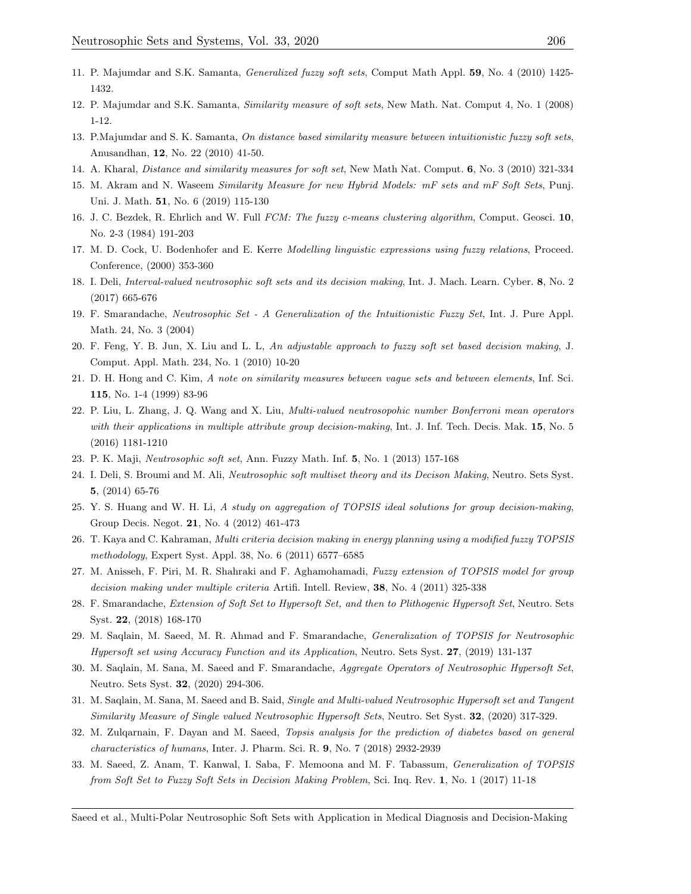11. P. Majumdar and S.K. Samanta, *Generalized fuzzy soft sets*, Comput Math Appl. **59**, No. 4 (2010) 1425-1432.
12. P. Majumdar and S.K. Samanta, *Similarity measure of soft sets*, New Math. Nat. Comput 4, No. 1 (2008) 1-12.
13. P.Majumdar and S. K. Samanta, *On distance based similarity measure between intuitionistic fuzzy soft sets*, Anusandhan, **12**, No. 22 (2010) 41-50.
14. A. Kharal, *Distance and similarity measures for soft set*, New Math Nat. Comput. **6**, No. 3 (2010) 321-334
15. M. Akram and N. Waseem *Similarity Measure for new Hybrid Models: mF sets and mF Soft Sets*, Punj. Uni. J. Math. **51**, No. 6 (2019) 115-130
16. J. C. Bezdek, R. Ehrlich and W. Full *FCM: The fuzzy c-means clustering algorithm*, Comput. Geosci. **10**, No. 2-3 (1984) 191-203
17. M. D. Cock, U. Bodenhofer and E. Kerre *Modelling linguistic expressions using fuzzy relations*, Proceed. Conference, (2000) 353-360
18. I. Deli, *Interval-valued neutrosophic soft sets and its decision making*, Int. J. Mach. Learn. Cyber. **8**, No. 2 (2017) 665-676
19. F. Smarandache, *Neutrosophic Set - A Generalization of the Intuitionistic Fuzzy Set*, Int. J. Pure Appl. Math. 24, No. 3 (2004)
20. F. Feng, Y. B. Jun, X. Liu and L. L, *An adjustable approach to fuzzy soft set based decision making*, J. Comput. Appl. Math. 234, No. 1 (2010) 10-20
21. D. H. Hong and C. Kim, *A note on similarity measures between vague sets and between elements*, Inf. Sci. **115**, No. 1-4 (1999) 83-96
22. P. Liu, L. Zhang, J. Q. Wang and X. Liu, *Multi-valued neutrosopohic number Bonferroni mean operators with their applications in multiple attribute group decision-making*, Int. J. Inf. Tech. Decis. Mak. **15**, No. 5 (2016) 1181-1210
23. P. K. Maji, *Neutrosophic soft set*, Ann. Fuzzy Math. Inf. **5**, No. 1 (2013) 157-168
24. I. Deli, S. Broumi and M. Ali, *Neutrosophic soft multiset theory and its Decison Making*, Neutro. Sets Syst. **5**, (2014) 65-76
25. Y. S. Huang and W. H. Li, *A study on aggregation of TOPSIS ideal solutions for group decision-making*, Group Decis. Negot. **21**, No. 4 (2012) 461-473
26. T. Kaya and C. Kahraman, *Multi criteria decision making in energy planning using a modified fuzzy TOPSIS methodology*, Expert Syst. Appl. 38, No. 6 (2011) 6577–6585
27. M. Anisseh, F. Piri, M. R. Shahraki and F. Aghamohamadi, *Fuzzy extension of TOPSIS model for group decision making under multiple criteria* Artifi. Intell. Review, **38**, No. 4 (2011) 325-338
28. F. Smarandache, *Extension of Soft Set to Hypersoft Set, and then to Plithogenic Hypersoft Set*, Neutro. Sets Syst. **22**, (2018) 168-170
29. M. Saqlain, M. Saeed, M. R. Ahmad and F. Smarandache, *Generalization of TOPSIS for Neutrosophic Hypersoft set using Accuracy Function and its Application*, Neutro. Sets Syst. **27**, (2019) 131-137
30. M. Saqlain, M. Sana, M. Saeed and F. Smarandache, *Aggregate Operators of Neutrosophic Hypersoft Set*, Neutro. Sets Syst. **32**, (2020) 294-306.
31. M. Saqlain, M. Sana, M. Saeed and B. Said, *Single and Multi-valued Neutrosophic Hypersoft set and Tangent Similarity Measure of Single valued Neutrosophic Hypersoft Sets*, Neutro. Set Syst. **32**, (2020) 317-329.
32. M. Zulqarnain, F. Dayan and M. Saeed, *Topsis analysis for the prediction of diabetes based on general characteristics of humans*, Inter. J. Pharm. Sci. R. **9**, No. 7 (2018) 2932-2939
33. M. Saeed, Z. Anam, T. Kanwal, I. Saba, F. Memoona and M. F. Tabassum, *Generalization of TOPSIS from Soft Set to Fuzzy Soft Sets in Decision Making Problem*, Sci. Inq. Rev. **1**, No. 1 (2017) 11-18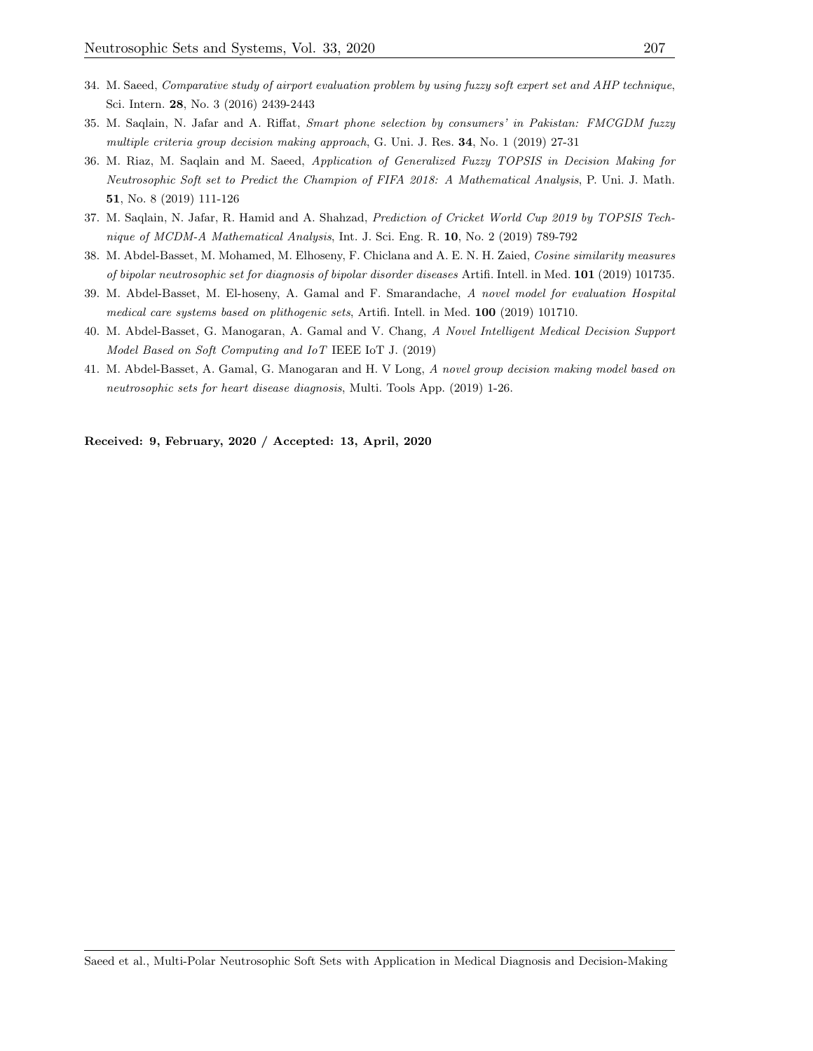34. M. Saeed, *Comparative study of airport evaluation problem by using fuzzy soft expert set and AHP technique*, Sci. Intern. **28**, No. 3 (2016) 2439-2443
35. M. Saqlain, N. Jafar and A. Riffat, *Smart phone selection by consumers' in Pakistan: FMCGDM fuzzy multiple criteria group decision making approach*, G. Uni. J. Res. **34**, No. 1 (2019) 27-31
36. M. Riaz, M. Saqlain and M. Saeed, *Application of Generalized Fuzzy TOPSIS in Decision Making for Neutrosophic Soft set to Predict the Champion of FIFA 2018: A Mathematical Analysis*, P. Uni. J. Math. **51**, No. 8 (2019) 111-126
37. M. Saqlain, N. Jafar, R. Hamid and A. Shahzad, *Prediction of Cricket World Cup 2019 by TOPSIS Technique of MCDM-A Mathematical Analysis*, Int. J. Sci. Eng. R. **10**, No. 2 (2019) 789-792
38. M. Abdel-Basset, M. Mohamed, M. Elhoseny, F. Chiclana and A. E. N. H. Zaied, *Cosine similarity measures of bipolar neutrosophic set for diagnosis of bipolar disorder diseases* Artifi. Intell. in Med. **101** (2019) 101735.
39. M. Abdel-Basset, M. El-hoseny, A. Gamal and F. Smarandache, *A novel model for evaluation Hospital medical care systems based on plithogenic sets*, Artifi. Intell. in Med. **100** (2019) 101710.
40. M. Abdel-Basset, G. Manogaran, A. Gamal and V. Chang, *A Novel Intelligent Medical Decision Support Model Based on Soft Computing and IoT* IEEE IoT J. (2019)
41. M. Abdel-Basset, A. Gamal, G. Manogaran and H. V Long, *A novel group decision making model based on neutrosophic sets for heart disease diagnosis*, Multi. Tools App. (2019) 1-26.

**Received: 9, February, 2020 / Accepted: 13, April, 2020**